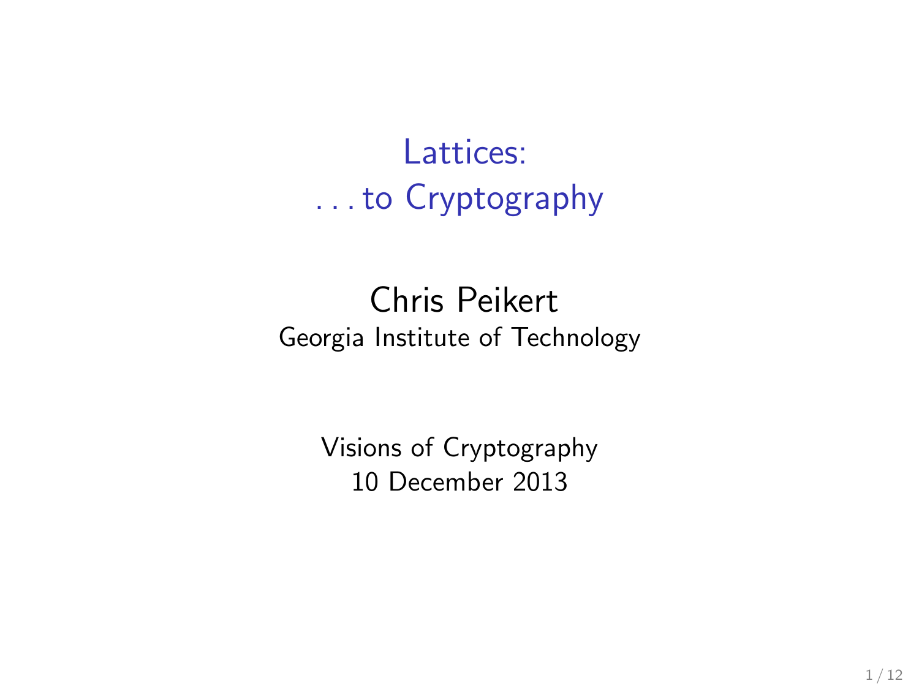# Lattices:
# . . . to Cryptography

Chris Peikert
Georgia Institute of Technology

Visions of Cryptography
10 December 2013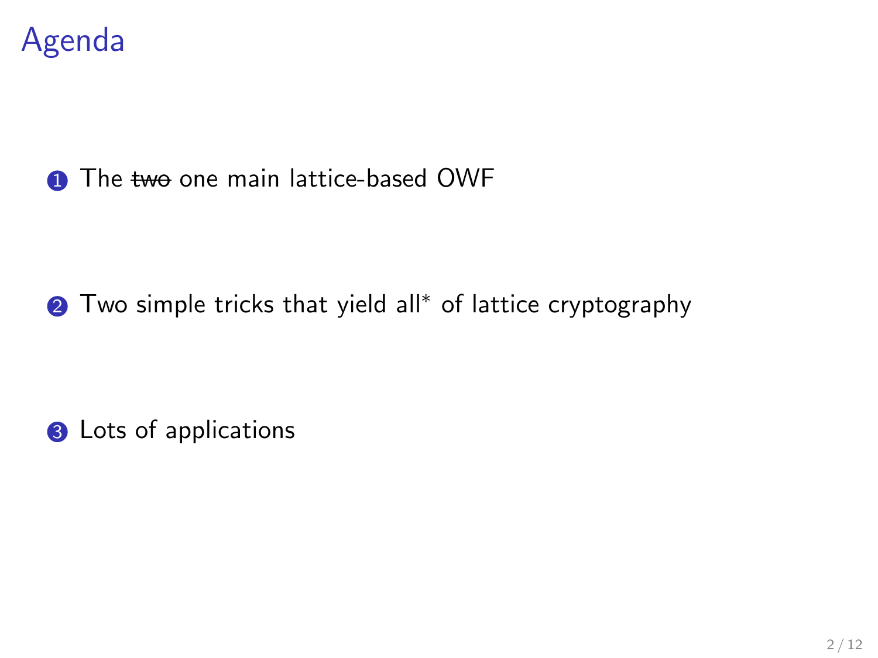# Agenda

1. The ~~two~~ one main lattice-based OWF

2. Two simple tricks that yield all* of lattice cryptography

3. Lots of applications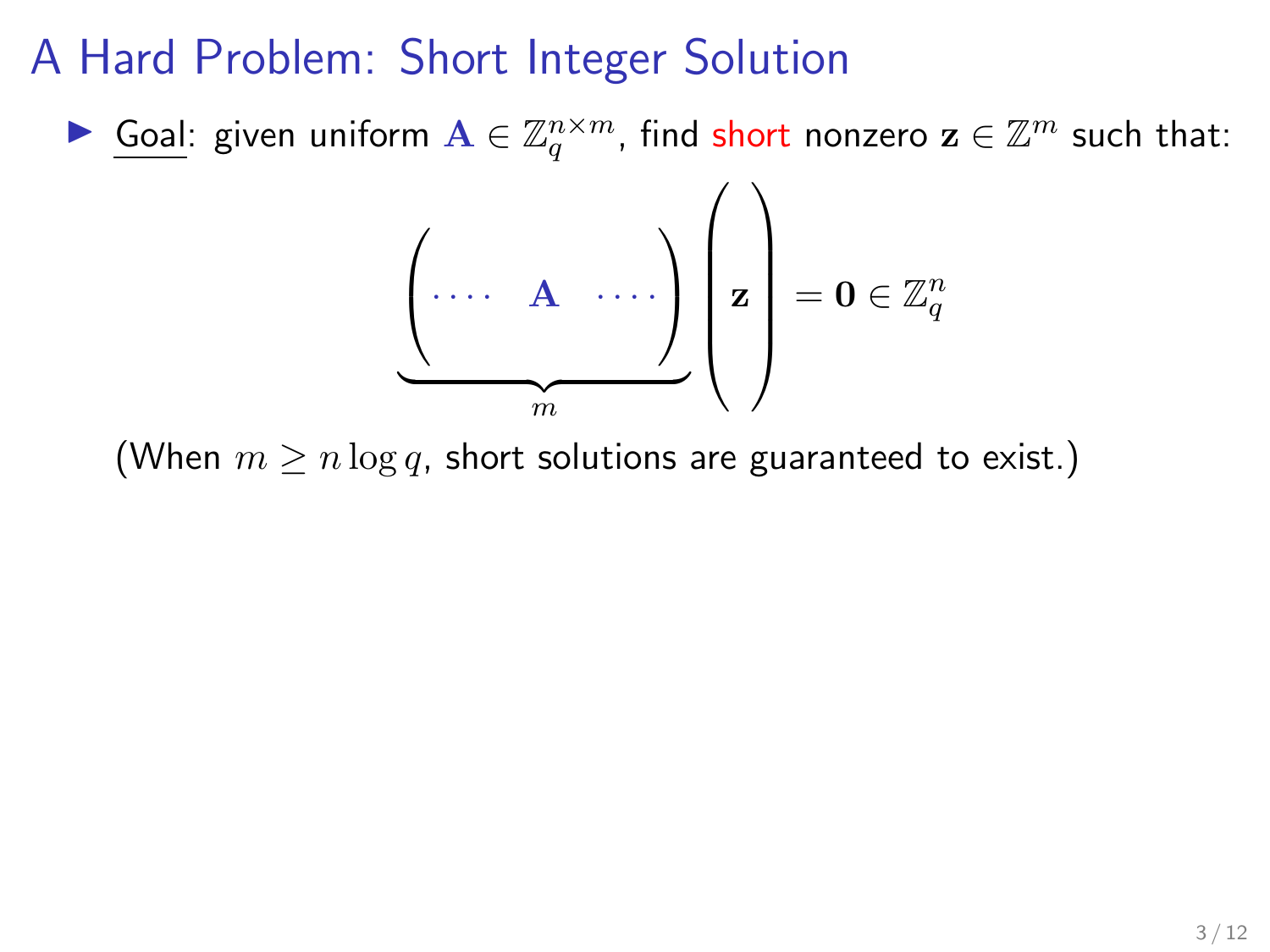# A Hard Problem: Short Integer Solution

- Goal: given uniform $\mathbf{A} \in \mathbb{Z}_q^{n \times m}$, find short nonzero $\mathbf{z} \in \mathbb{Z}^m$ such that:

$$\underbrace{\begin{pmatrix} \cdots & \mathbf{A} & \cdots \end{pmatrix}}_{m} \begin{pmatrix} \\ \mathbf{z} \\ \\ \end{pmatrix} = \mathbf{0} \in \mathbb{Z}_q^n$$

(When $m \geq n \log q$, short solutions are guaranteed to exist.)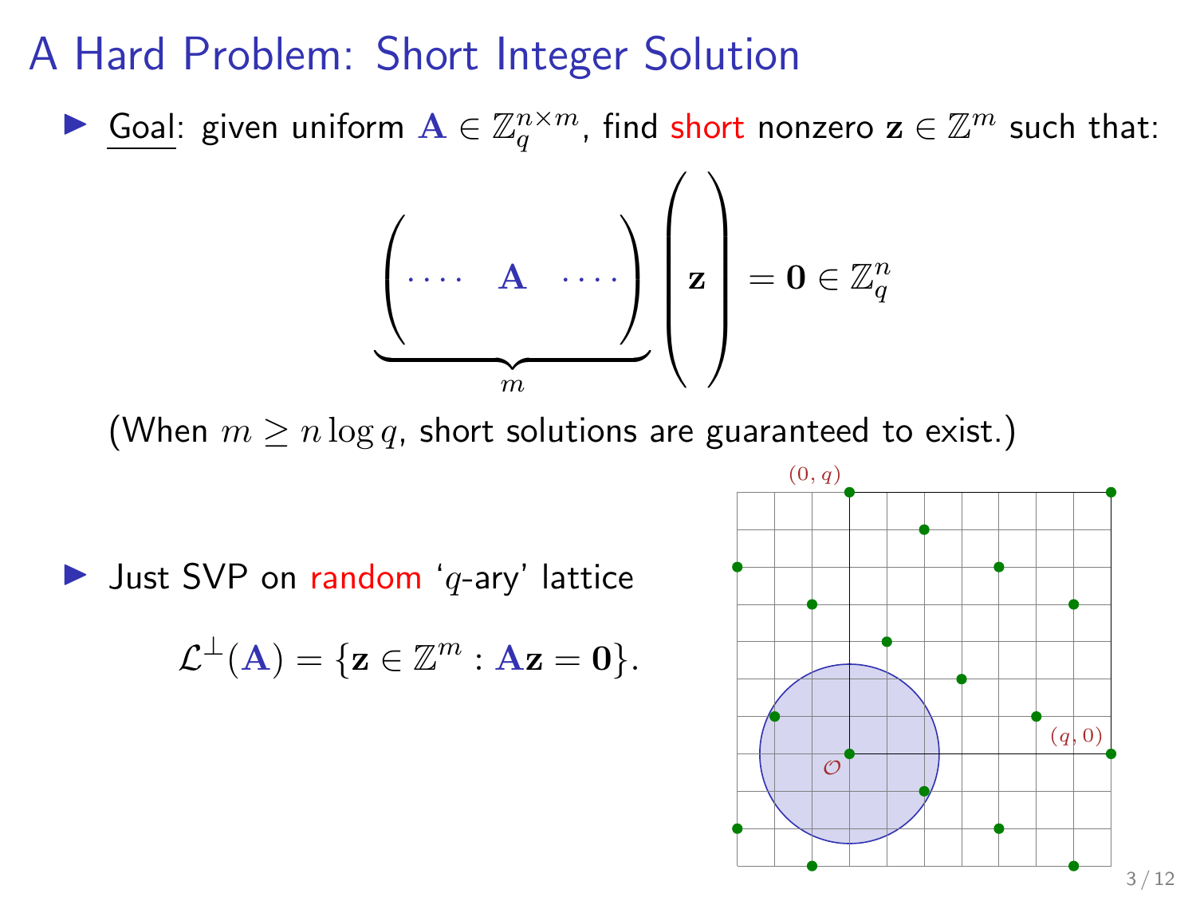# A Hard Problem: Short Integer Solution

- Goal: given uniform $\mathbf{A} \in \mathbb{Z}_q^{n \times m}$, find short nonzero $\mathbf{z} \in \mathbb{Z}^m$ such that:

$$\underbrace{\begin{pmatrix} \cdots & \mathbf{A} & \cdots \end{pmatrix}}_{m} \begin{pmatrix} \\ \mathbf{z} \\ \\ \end{pmatrix} = \mathbf{0} \in \mathbb{Z}_q^n$$

(When $m \geq n \log q$, short solutions are guaranteed to exist.)

- Just SVP on random '$q$-ary' lattice

$$\mathcal{L}^{\perp}(\mathbf{A}) = \{\mathbf{z} \in \mathbb{Z}^m : \mathbf{A}\mathbf{z} = \mathbf{0}\}.$$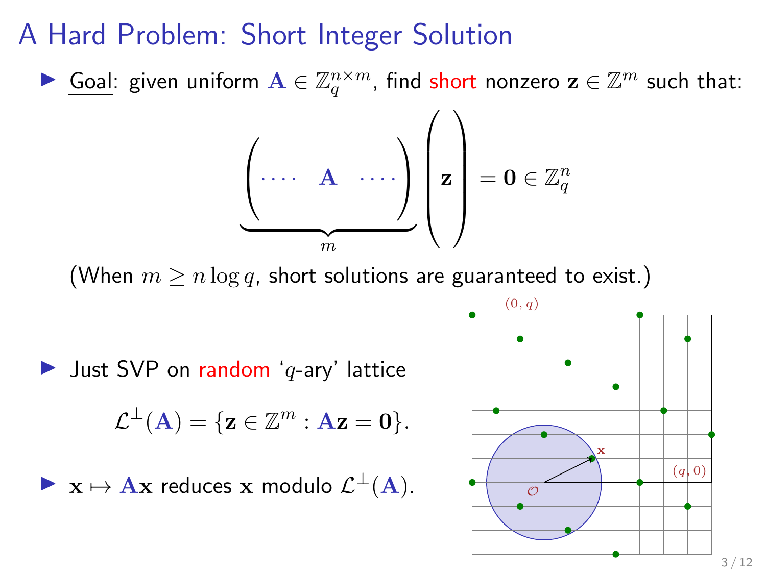# A Hard Problem: Short Integer Solution

- Goal: given uniform $\mathbf{A} \in \mathbb{Z}_q^{n \times m}$, find short nonzero $\mathbf{z} \in \mathbb{Z}^m$ such that:

$$\underbrace{\begin{pmatrix} \cdots & \mathbf{A} & \cdots \end{pmatrix}}_{m} \begin{pmatrix} \\ \mathbf{z} \\ \\ \end{pmatrix} = \mathbf{0} \in \mathbb{Z}_q^n$$

(When $m \geq n \log q$, short solutions are guaranteed to exist.)

- Just SVP on random '$q$-ary' lattice

$$\mathcal{L}^{\perp}(\mathbf{A}) = \{\mathbf{z} \in \mathbb{Z}^m : \mathbf{A}\mathbf{z} = \mathbf{0}\}.$$

- $\mathbf{x} \mapsto \mathbf{A}\mathbf{x}$ reduces $\mathbf{x}$ modulo $\mathcal{L}^{\perp}(\mathbf{A})$.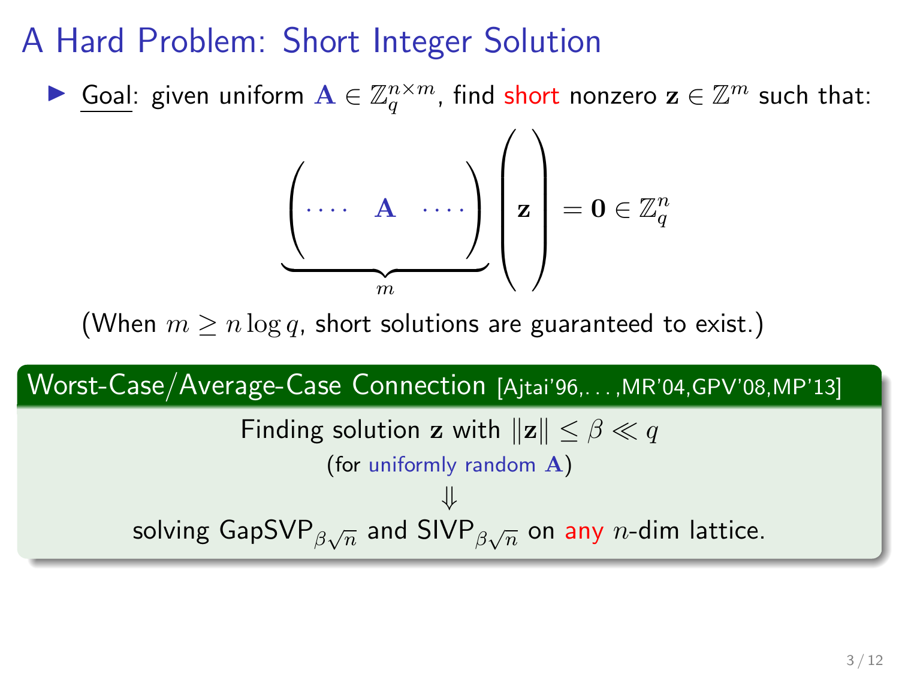# A Hard Problem: Short Integer Solution

- Goal: given uniform $\mathbf{A} \in \mathbb{Z}_q^{n \times m}$, find short nonzero $\mathbf{z} \in \mathbb{Z}^m$ such that:

$$\underbrace{\begin{pmatrix} \cdots & \mathbf{A} & \cdots \end{pmatrix}}_{m} \begin{pmatrix} \\ \mathbf{z} \\ \\ \end{pmatrix} = \mathbf{0} \in \mathbb{Z}_q^n$$

(When $m \geq n \log q$, short solutions are guaranteed to exist.)

**Worst-Case/Average-Case Connection** [Ajtai'96,...,MR'04,GPV'08,MP'13]

Finding solution $\mathbf{z}$ with $\|\mathbf{z}\| \leq \beta \ll q$

(for uniformly random $\mathbf{A}$)

$\Downarrow$

solving $\mathsf{GapSVP}_{\beta\sqrt{n}}$ and $\mathsf{SIVP}_{\beta\sqrt{n}}$ on any $n$-dim lattice.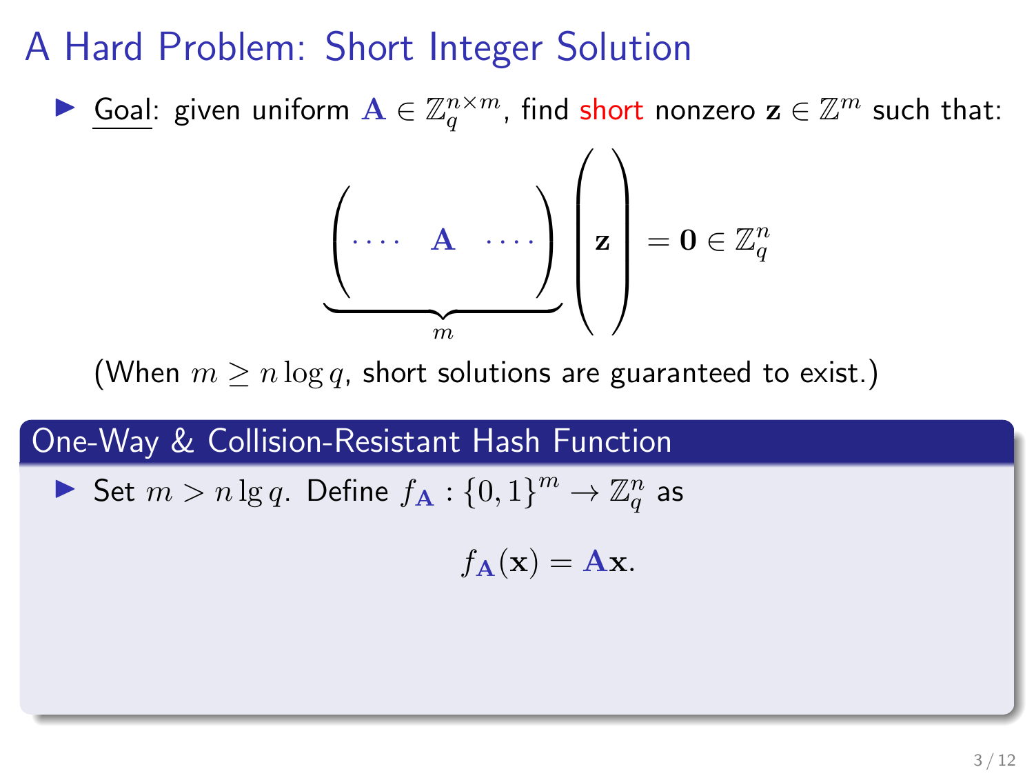# A Hard Problem: Short Integer Solution

- Goal: given uniform $\mathbf{A} \in \mathbb{Z}_q^{n \times m}$, find short nonzero $\mathbf{z} \in \mathbb{Z}^m$ such that:

$$\underbrace{\begin{pmatrix} \cdots & \mathbf{A} & \cdots \end{pmatrix}}_{m} \begin{pmatrix} \mathbf{z} \end{pmatrix} = \mathbf{0} \in \mathbb{Z}_q^n$$

(When $m \geq n \log q$, short solutions are guaranteed to exist.)

## One-Way & Collision-Resistant Hash Function

- Set $m > n \lg q$. Define $f_{\mathbf{A}} : \{0,1\}^m \to \mathbb{Z}_q^n$ as

$$f_{\mathbf{A}}(\mathbf{x}) = \mathbf{A}\mathbf{x}.$$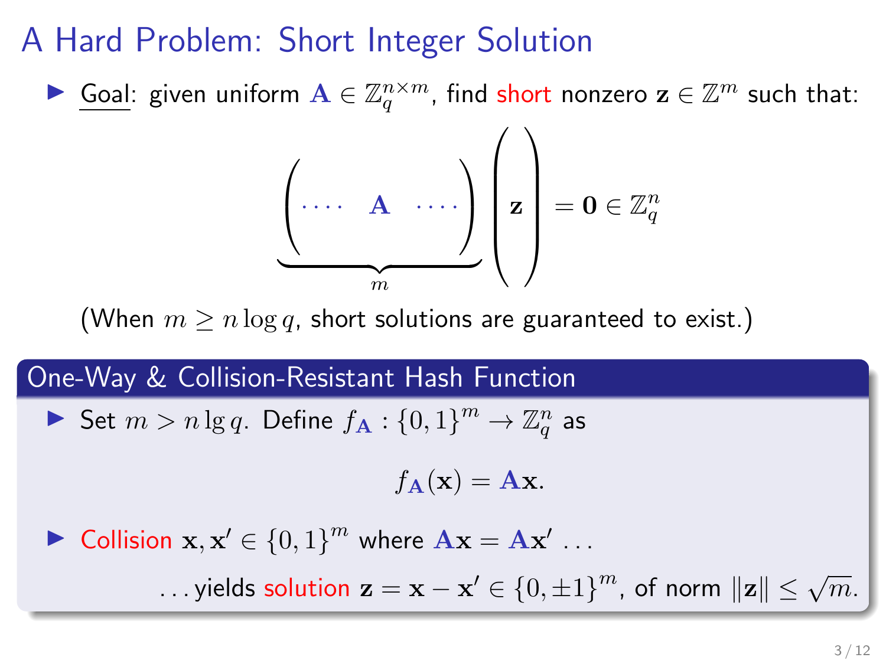# A Hard Problem: Short Integer Solution

- Goal: given uniform $\mathbf{A} \in \mathbb{Z}_q^{n \times m}$, find short nonzero $\mathbf{z} \in \mathbb{Z}^m$ such that:

$$\underbrace{\begin{pmatrix} \cdots & \mathbf{A} & \cdots \end{pmatrix}}_{m} \begin{pmatrix} \\ \mathbf{z} \\ \\ \end{pmatrix} = \mathbf{0} \in \mathbb{Z}_q^n$$

(When $m \geq n \log q$, short solutions are guaranteed to exist.)

## One-Way & Collision-Resistant Hash Function

- Set $m > n \lg q$. Define $f_{\mathbf{A}} : \{0,1\}^m \to \mathbb{Z}_q^n$ as

$$f_{\mathbf{A}}(\mathbf{x}) = \mathbf{A}\mathbf{x}.$$

- Collision $\mathbf{x}, \mathbf{x}' \in \{0,1\}^m$ where $\mathbf{A}\mathbf{x} = \mathbf{A}\mathbf{x}'$ ...

  ... yields solution $\mathbf{z} = \mathbf{x} - \mathbf{x}' \in \{0, \pm 1\}^m$, of norm $\|\mathbf{z}\| \leq \sqrt{m}$.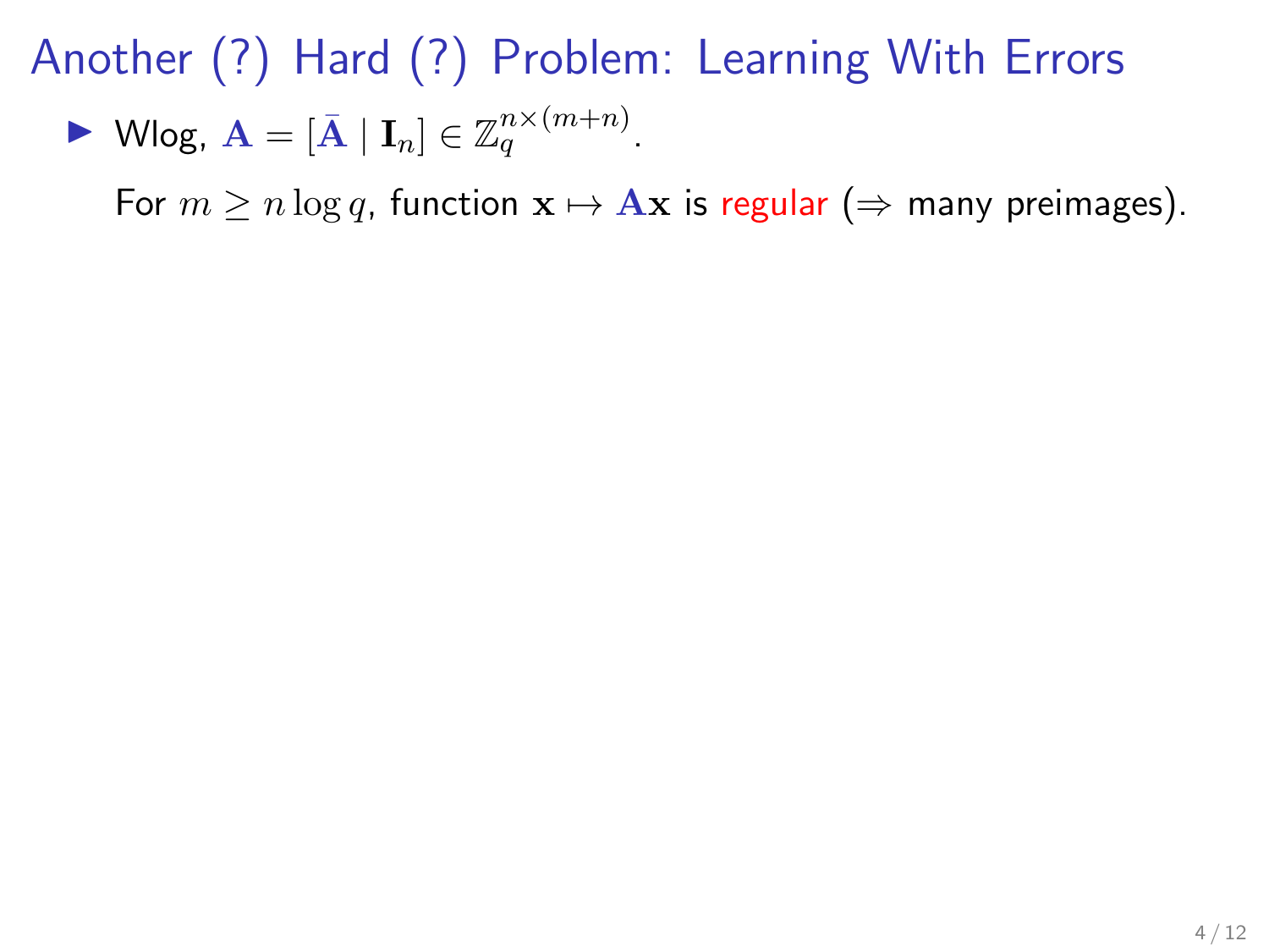# Another (?) Hard (?) Problem: Learning With Errors

- Wlog, $\mathbf{A} = [\bar{\mathbf{A}} \mid \mathbf{I}_n] \in \mathbb{Z}_q^{n \times (m+n)}$.

  For $m \geq n \log q$, function $\mathbf{x} \mapsto \mathbf{A}\mathbf{x}$ is regular ($\Rightarrow$ many preimages).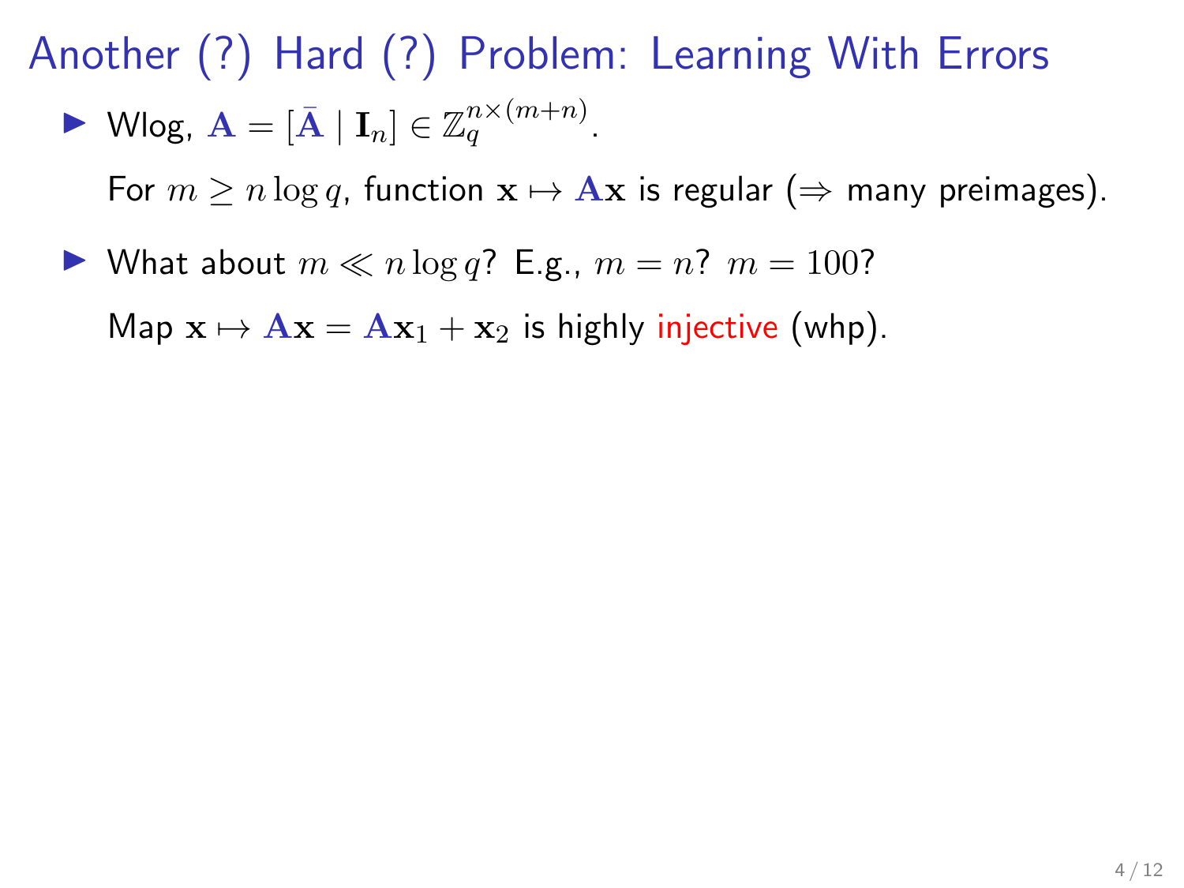# Another (?) Hard (?) Problem: Learning With Errors

- Wlog, $\mathbf{A} = [\bar{\mathbf{A}} \mid \mathbf{I}_n] \in \mathbb{Z}_q^{n \times (m+n)}$.

  For $m \geq n \log q$, function $\mathbf{x} \mapsto \mathbf{A}\mathbf{x}$ is regular ($\Rightarrow$ many preimages).

- What about $m \ll n \log q$? E.g., $m = n$? $m = 100$?

  Map $\mathbf{x} \mapsto \mathbf{A}\mathbf{x} = \mathbf{A}\mathbf{x}_1 + \mathbf{x}_2$ is highly injective (whp).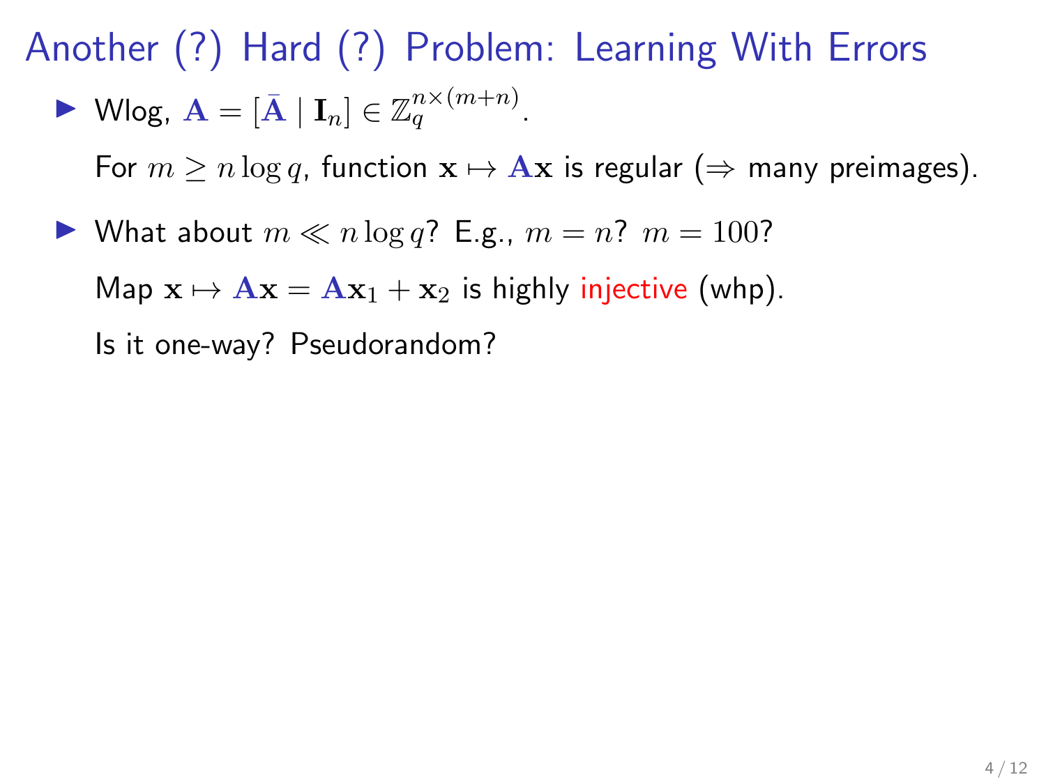# Another (?) Hard (?) Problem: Learning With Errors

- Wlog, $\mathbf{A} = [\bar{\mathbf{A}} \mid \mathbf{I}_n] \in \mathbb{Z}_q^{n \times (m+n)}$.

  For $m \geq n \log q$, function $\mathbf{x} \mapsto \mathbf{A}\mathbf{x}$ is regular ($\Rightarrow$ many preimages).

- What about $m \ll n \log q$? E.g., $m = n$? $m = 100$?

  Map $\mathbf{x} \mapsto \mathbf{A}\mathbf{x} = \mathbf{A}\mathbf{x}_1 + \mathbf{x}_2$ is highly injective (whp).

  Is it one-way? Pseudorandom?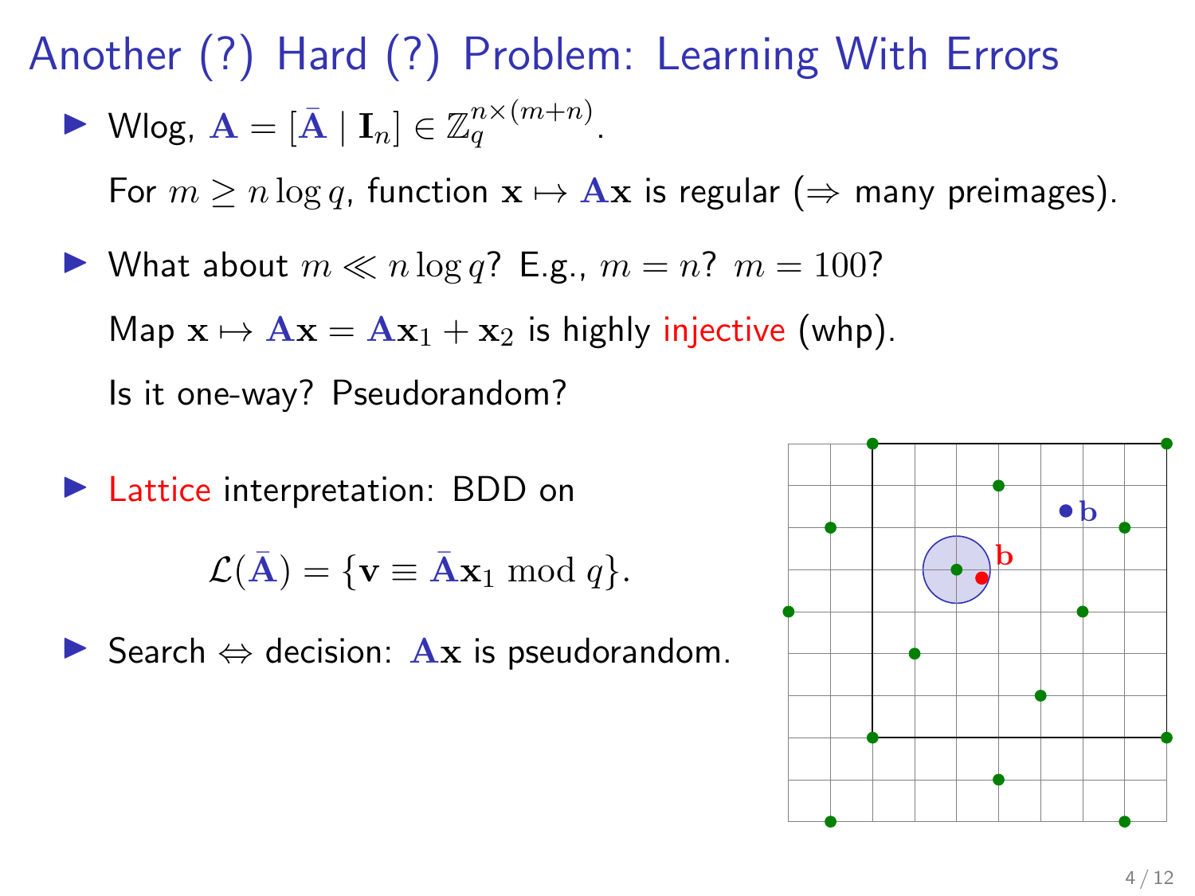# Another (?) Hard (?) Problem: Learning With Errors

- Wlog, $\mathbf{A} = [\bar{\mathbf{A}} \mid \mathbf{I}_n] \in \mathbb{Z}_q^{n \times (m+n)}$.

  For $m \geq n \log q$, function $\mathbf{x} \mapsto \mathbf{A}\mathbf{x}$ is regular ($\Rightarrow$ many preimages).

- What about $m \ll n \log q$? E.g., $m = n$? $m = 100$?

  Map $\mathbf{x} \mapsto \mathbf{A}\mathbf{x} = \mathbf{A}\mathbf{x}_1 + \mathbf{x}_2$ is highly injective (whp).

  Is it one-way? Pseudorandom?

- Lattice interpretation: BDD on

$$\mathcal{L}(\bar{\mathbf{A}}) = \{\mathbf{v} \equiv \bar{\mathbf{A}}\mathbf{x}_1 \bmod q\}.$$

- Search $\Leftrightarrow$ decision: $\mathbf{A}\mathbf{x}$ is pseudorandom.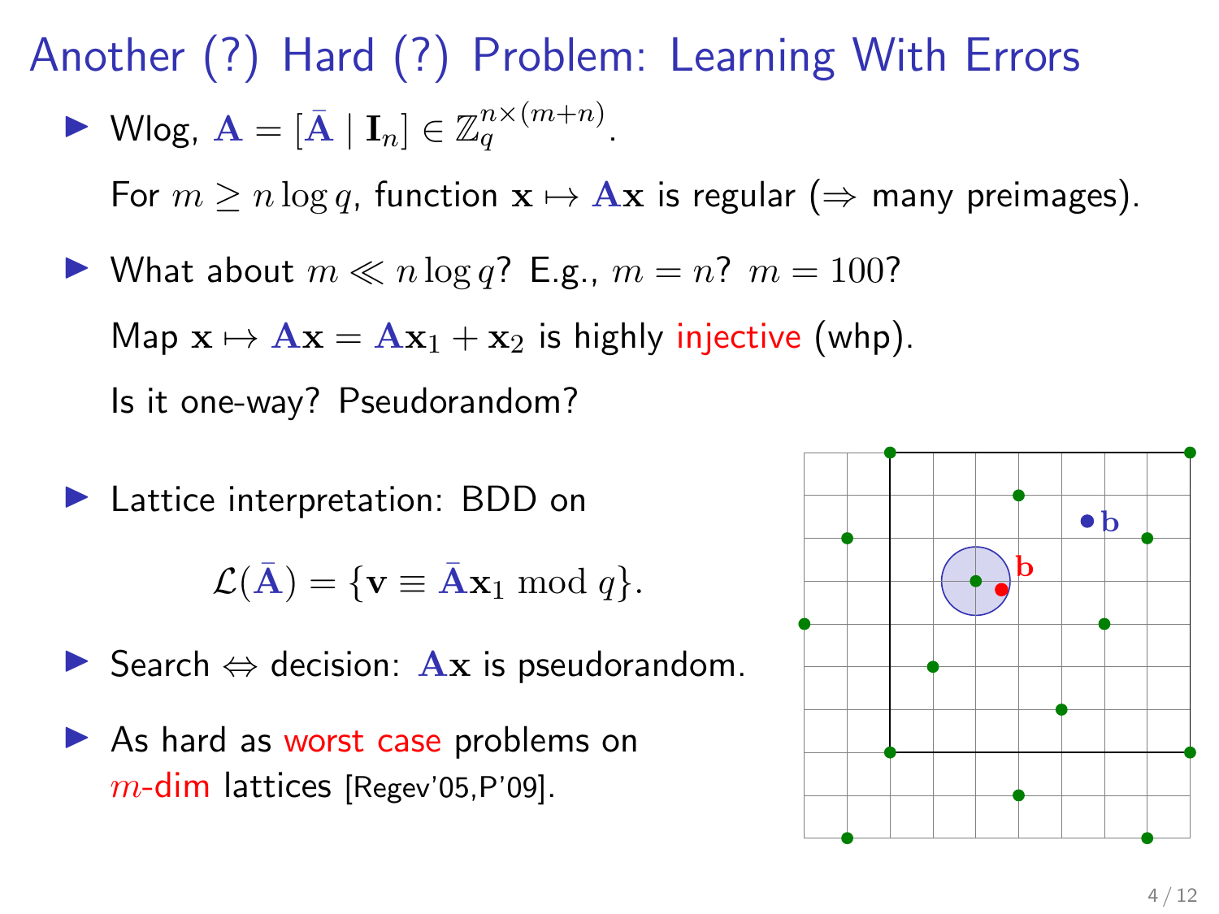# Another (?) Hard (?) Problem: Learning With Errors

- Wlog, $\mathbf{A} = [\bar{\mathbf{A}} \mid \mathbf{I}_n] \in \mathbb{Z}_q^{n \times (m+n)}$.

  For $m \geq n \log q$, function $\mathbf{x} \mapsto \mathbf{A}\mathbf{x}$ is regular ($\Rightarrow$ many preimages).

- What about $m \ll n \log q$? E.g., $m = n$? $m = 100$?

  Map $\mathbf{x} \mapsto \mathbf{A}\mathbf{x} = \mathbf{A}\mathbf{x}_1 + \mathbf{x}_2$ is highly injective (whp).

  Is it one-way? Pseudorandom?

- Lattice interpretation: BDD on

$$\mathcal{L}(\bar{\mathbf{A}}) = \{\mathbf{v} \equiv \bar{\mathbf{A}}\mathbf{x}_1 \bmod q\}.$$

- Search $\Leftrightarrow$ decision: $\mathbf{A}\mathbf{x}$ is pseudorandom.

- As hard as worst case problems on $m$-dim lattices [Regev'05,P'09].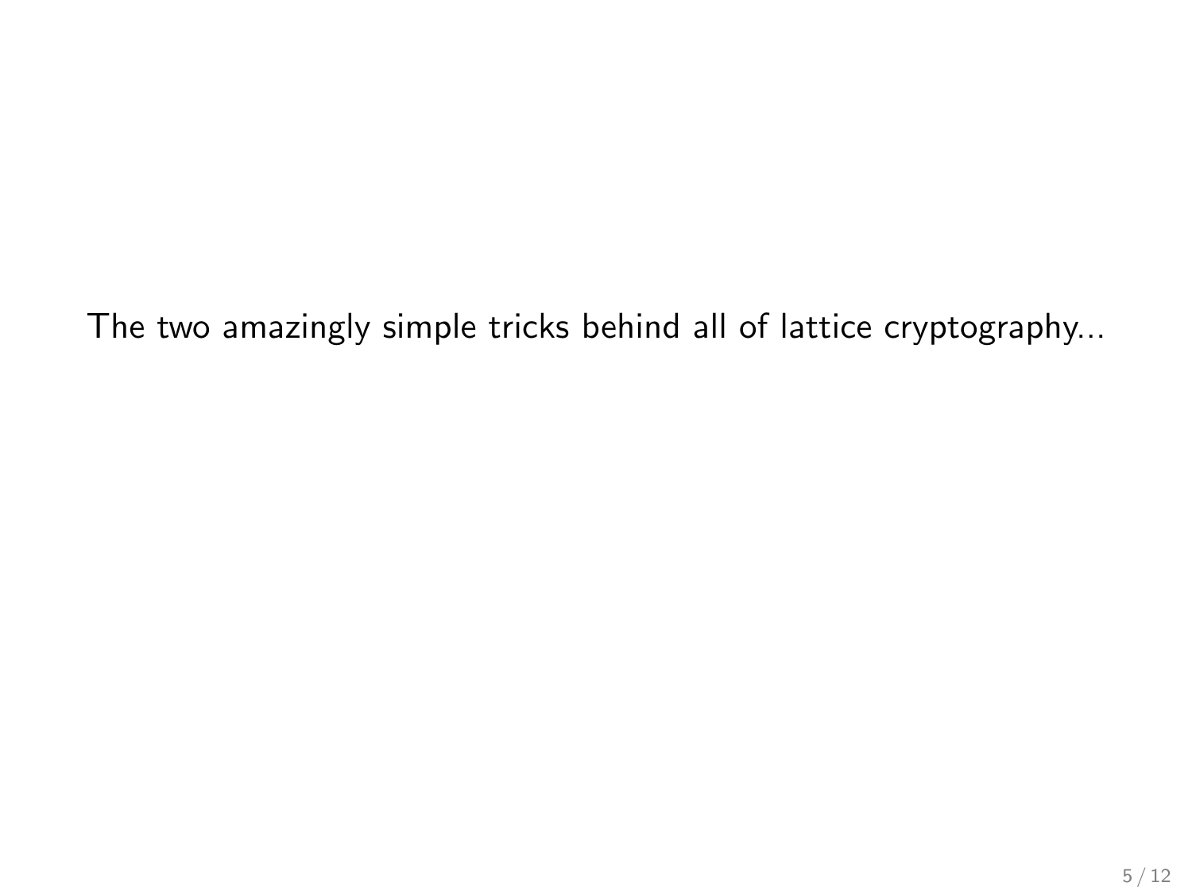The two amazingly simple tricks behind all of lattice cryptography...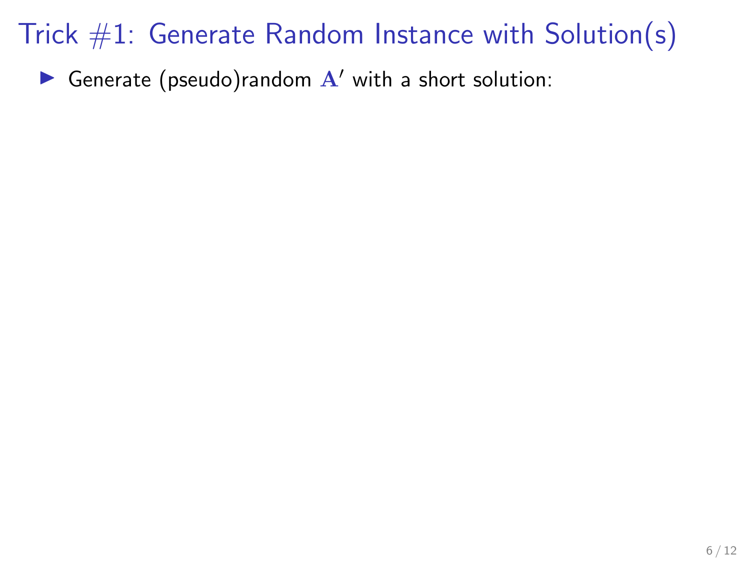# Trick #1: Generate Random Instance with Solution(s)

- Generate (pseudo)random $\mathbf{A}'$ with a short solution: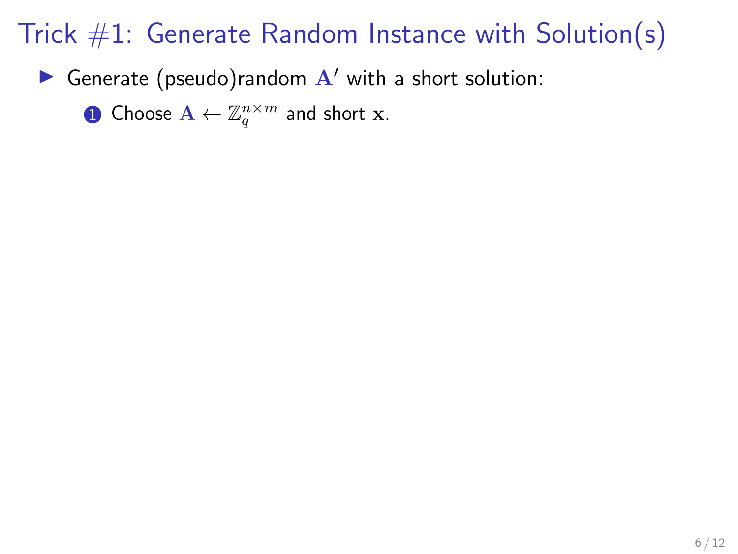# Trick #1: Generate Random Instance with Solution(s)

- Generate (pseudo)random $\mathbf{A}'$ with a short solution:
  1. Choose $\mathbf{A} \leftarrow \mathbb{Z}_q^{n \times m}$ and short $\mathbf{x}$.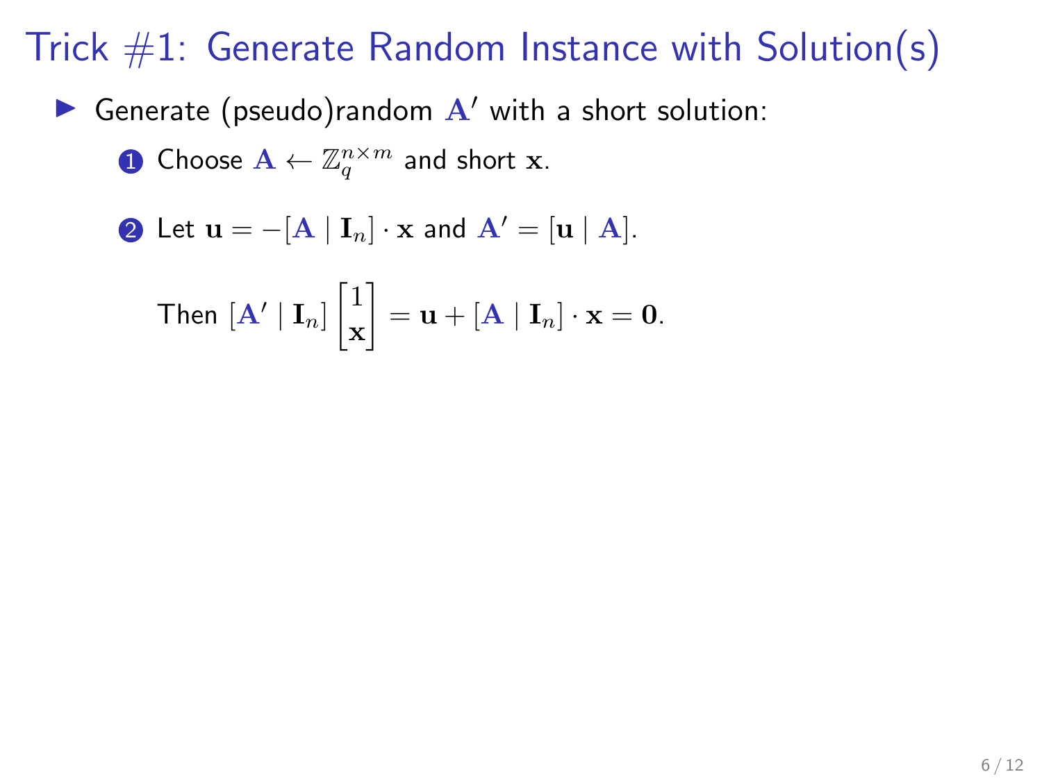# Trick #1: Generate Random Instance with Solution(s)

- Generate (pseudo)random $\mathbf{A}'$ with a short solution:
  1. Choose $\mathbf{A} \leftarrow \mathbb{Z}_q^{n \times m}$ and short $\mathbf{x}$.
  2. Let $\mathbf{u} = -[\mathbf{A} \mid \mathbf{I}_n] \cdot \mathbf{x}$ and $\mathbf{A}' = [\mathbf{u} \mid \mathbf{A}]$.

     Then $[\mathbf{A}' \mid \mathbf{I}_n] \begin{bmatrix} 1 \\ \mathbf{x} \end{bmatrix} = \mathbf{u} + [\mathbf{A} \mid \mathbf{I}_n] \cdot \mathbf{x} = \mathbf{0}$.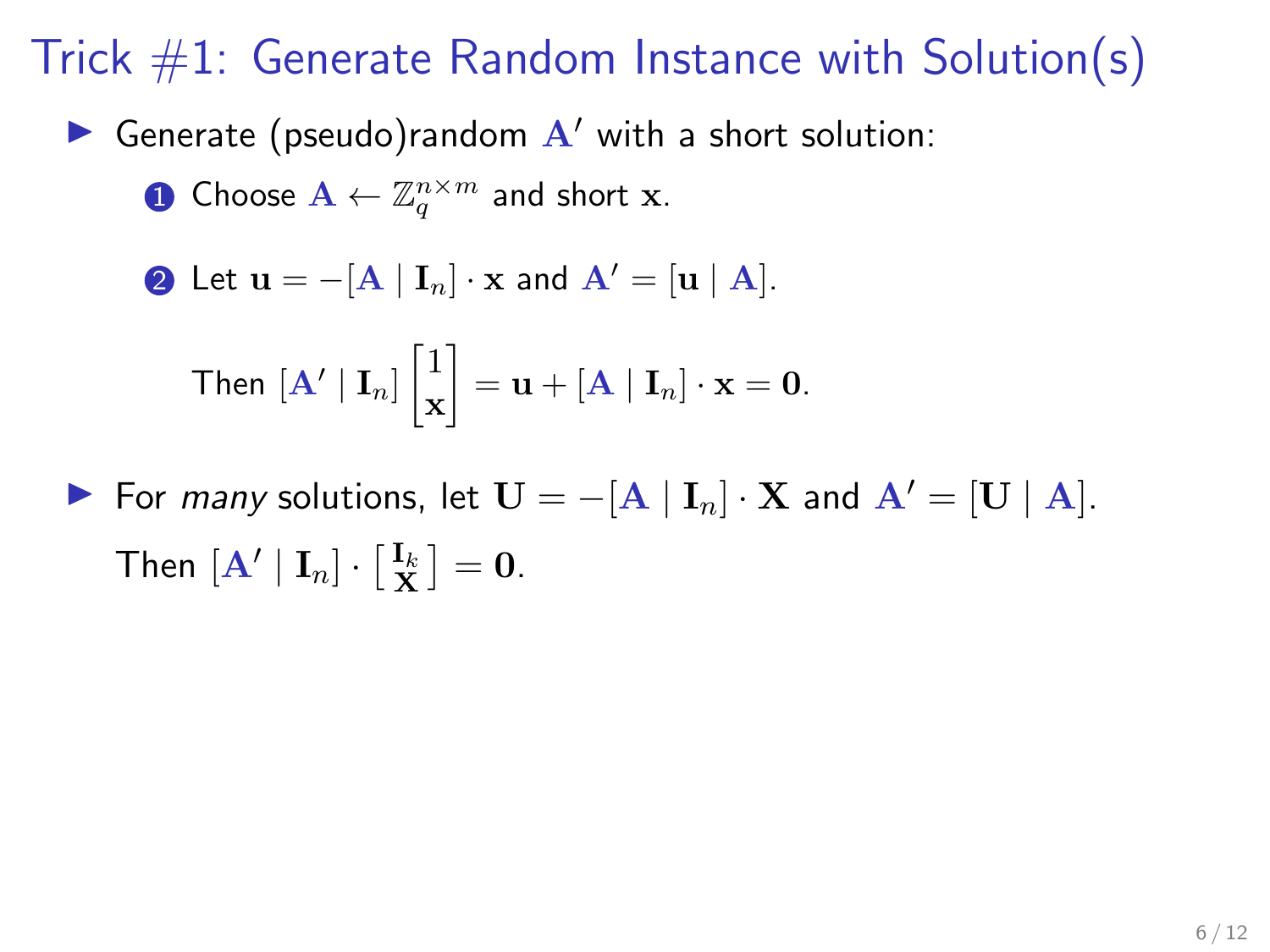# Trick #1: Generate Random Instance with Solution(s)

- Generate (pseudo)random $\mathbf{A}'$ with a short solution:
  1. Choose $\mathbf{A} \leftarrow \mathbb{Z}_q^{n \times m}$ and short $\mathbf{x}$.
  2. Let $\mathbf{u} = -[\mathbf{A} \mid \mathbf{I}_n] \cdot \mathbf{x}$ and $\mathbf{A}' = [\mathbf{u} \mid \mathbf{A}]$.

     Then $[\mathbf{A}' \mid \mathbf{I}_n] \begin{bmatrix} 1 \\ \mathbf{x} \end{bmatrix} = \mathbf{u} + [\mathbf{A} \mid \mathbf{I}_n] \cdot \mathbf{x} = \mathbf{0}$.

- For *many* solutions, let $\mathbf{U} = -[\mathbf{A} \mid \mathbf{I}_n] \cdot \mathbf{X}$ and $\mathbf{A}' = [\mathbf{U} \mid \mathbf{A}]$.

  Then $[\mathbf{A}' \mid \mathbf{I}_n] \cdot \left[ \begin{smallmatrix} \mathbf{I}_k \\ \mathbf{X} \end{smallmatrix} \right] = \mathbf{0}$.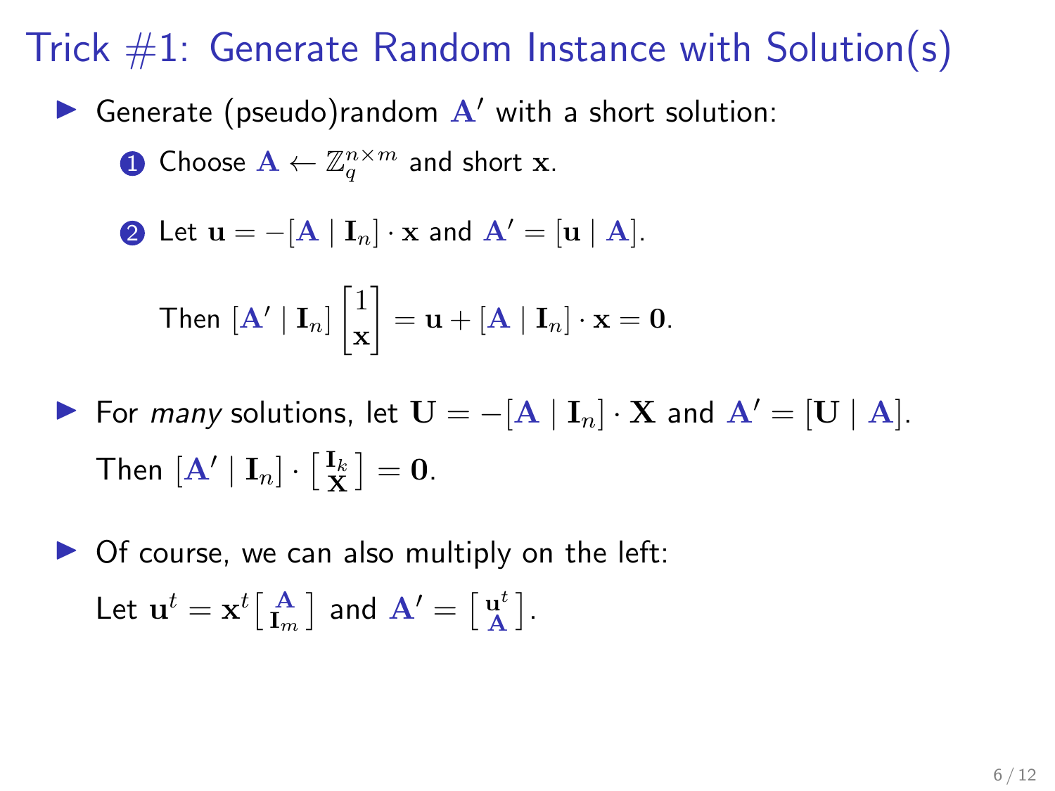# Trick #1: Generate Random Instance with Solution(s)

- Generate (pseudo)random $\mathbf{A}'$ with a short solution:

  1. Choose $\mathbf{A} \leftarrow \mathbb{Z}_q^{n \times m}$ and short $\mathbf{x}$.

  2. Let $\mathbf{u} = -[\mathbf{A} \mid \mathbf{I}_n] \cdot \mathbf{x}$ and $\mathbf{A}' = [\mathbf{u} \mid \mathbf{A}]$.

     Then $[\mathbf{A}' \mid \mathbf{I}_n] \begin{bmatrix} 1 \\ \mathbf{x} \end{bmatrix} = \mathbf{u} + [\mathbf{A} \mid \mathbf{I}_n] \cdot \mathbf{x} = \mathbf{0}$.

- For *many* solutions, let $\mathbf{U} = -[\mathbf{A} \mid \mathbf{I}_n] \cdot \mathbf{X}$ and $\mathbf{A}' = [\mathbf{U} \mid \mathbf{A}]$.

  Then $[\mathbf{A}' \mid \mathbf{I}_n] \cdot \left[ \begin{smallmatrix} \mathbf{I}_k \\ \mathbf{X} \end{smallmatrix} \right] = \mathbf{0}$.

- Of course, we can also multiply on the left:

  Let $\mathbf{u}^t = \mathbf{x}^t \left[ \begin{smallmatrix} \mathbf{A} \\ \mathbf{I}_m \end{smallmatrix} \right]$ and $\mathbf{A}' = \left[ \begin{smallmatrix} \mathbf{u}^t \\ \mathbf{A} \end{smallmatrix} \right]$.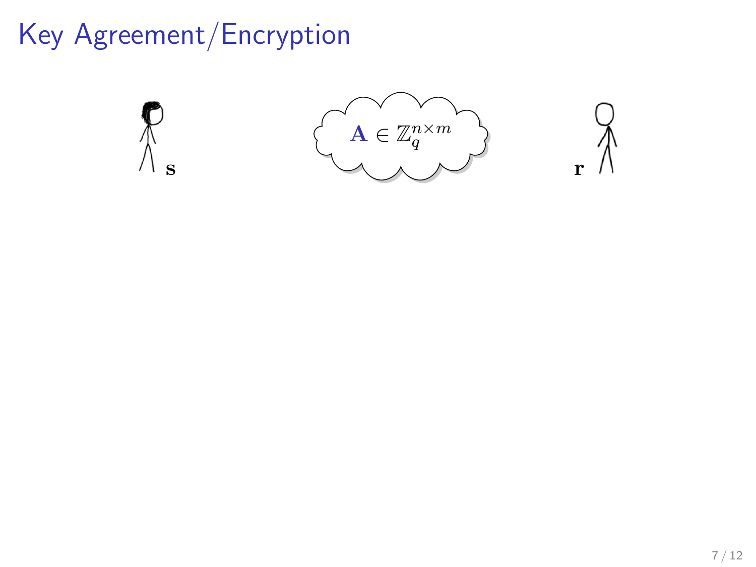# Key Agreement/Encryption

$\mathbf{s}$

$\mathbf{A} \in \mathbb{Z}_q^{n \times m}$

$\mathbf{r}$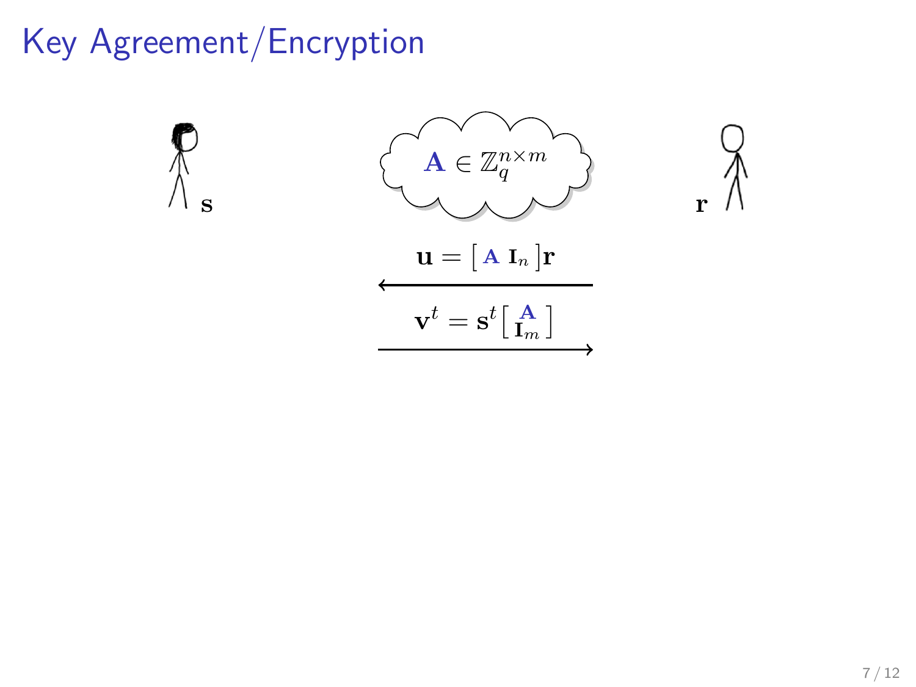# Key Agreement/Encryption

$\mathbf{s}$

$$\mathbf{A} \in \mathbb{Z}_q^{n \times m}$$

$\mathbf{r}$

$$\mathbf{u} = [\, \mathbf{A} \;\; \mathbf{I}_n \,]\mathbf{r}$$

$\longleftarrow$

$$\mathbf{v}^t = \mathbf{s}^t \begin{bmatrix} \mathbf{A} \\ \mathbf{I}_m \end{bmatrix}$$

$\longrightarrow$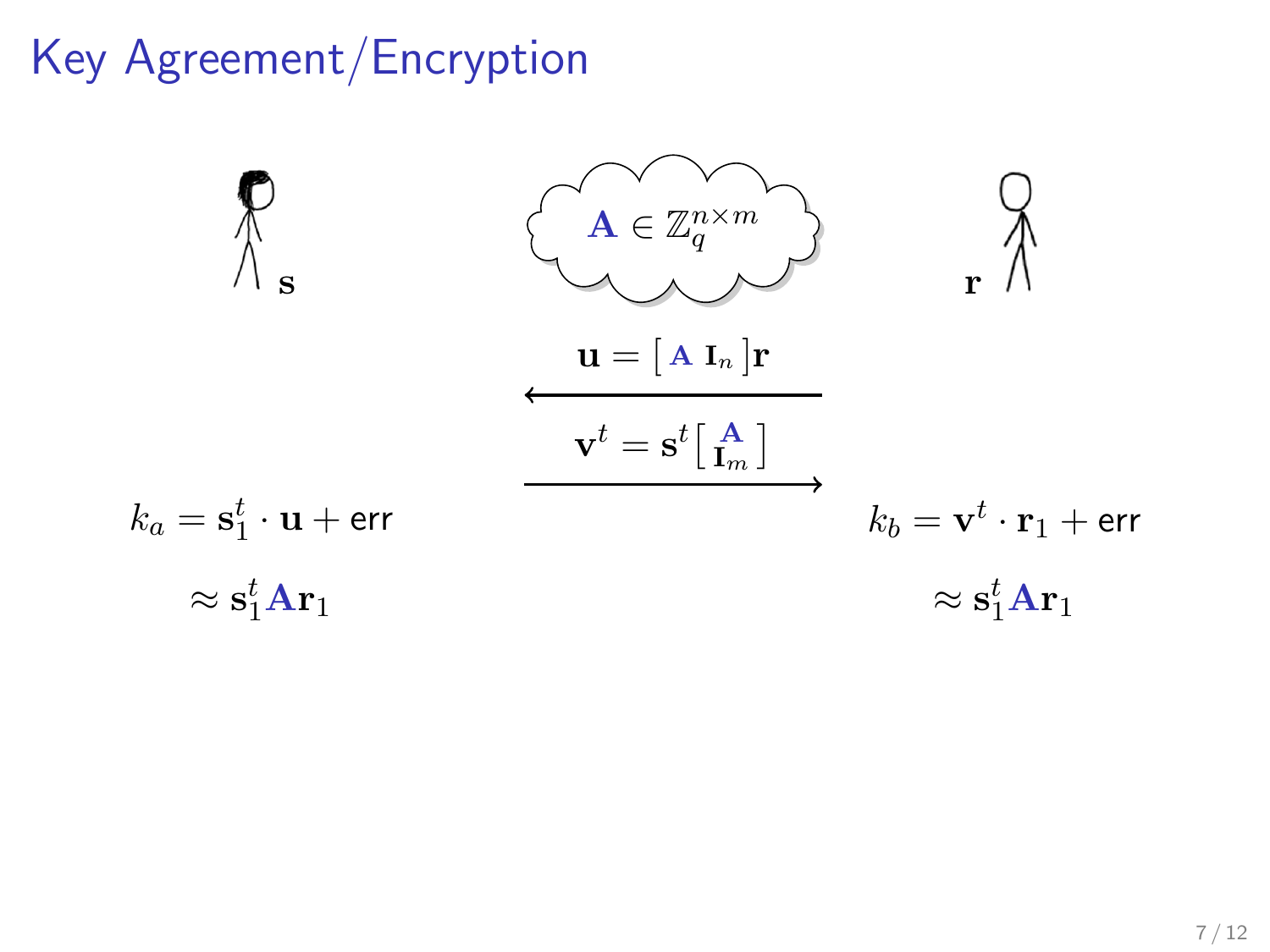# Key Agreement/Encryption

$\mathbf{A} \in \mathbb{Z}_q^{n \times m}$

$\mathbf{s}$ | $\mathbf{r}$

$\mathbf{u} = [\, \mathbf{A} \;\; \mathbf{I}_n \,]\mathbf{r}$ ←

$\mathbf{v}^t = \mathbf{s}^t \begin{bmatrix} \mathbf{A} \\ \mathbf{I}_m \end{bmatrix}$ →

$k_a = \mathbf{s}_1^t \cdot \mathbf{u} + \text{err}$

$\approx \mathbf{s}_1^t \mathbf{A} \mathbf{r}_1$

$k_b = \mathbf{v}^t \cdot \mathbf{r}_1 + \text{err}$

$\approx \mathbf{s}_1^t \mathbf{A} \mathbf{r}_1$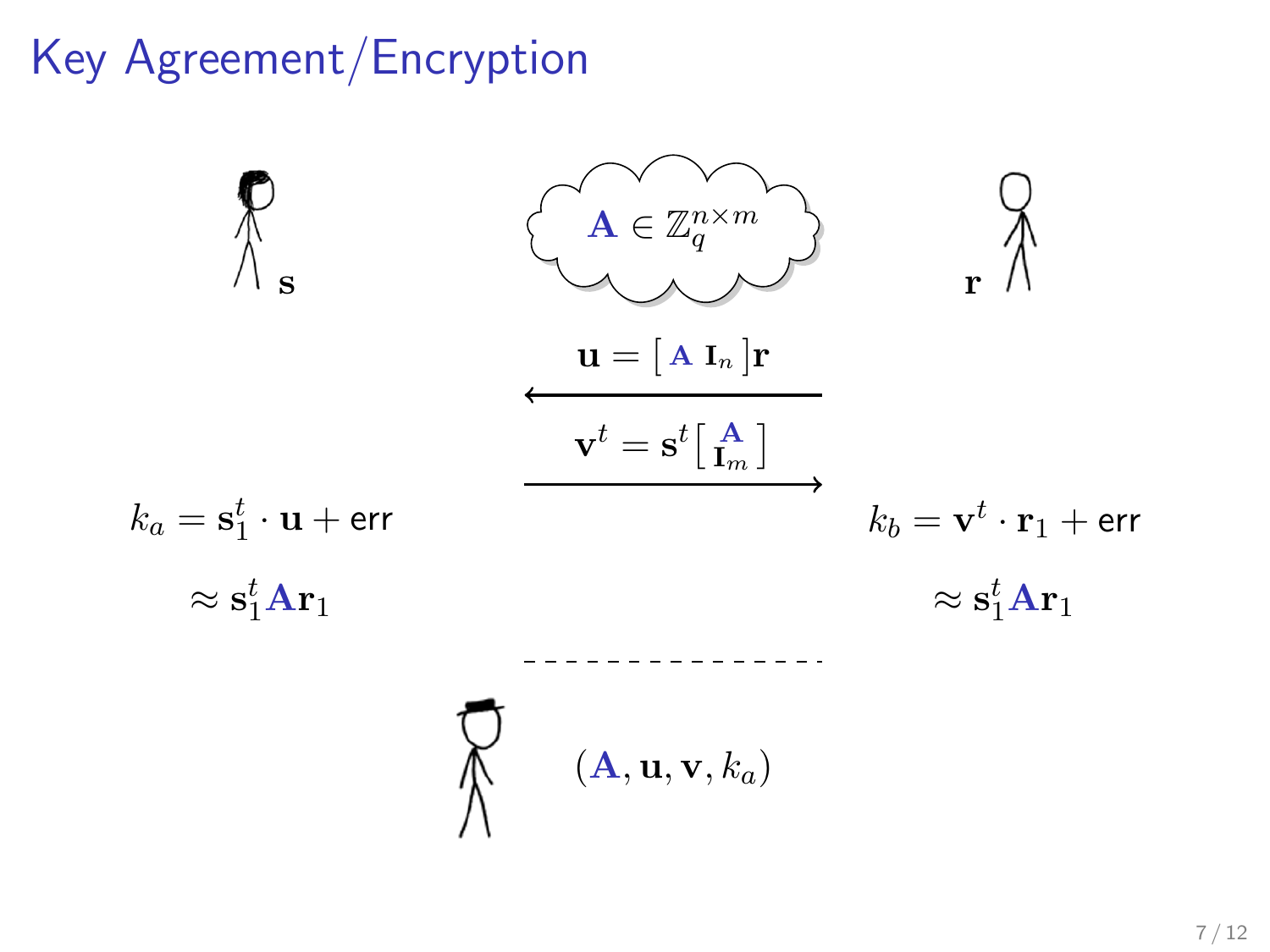# Key Agreement/Encryption

$\mathbf{s}$

$\mathbf{A} \in \mathbb{Z}_q^{n \times m}$

$\mathbf{r}$

$\mathbf{u} = \left[\, \mathbf{A} \;\; \mathbf{I}_n \,\right] \mathbf{r}$

$\mathbf{v}^t = \mathbf{s}^t \begin{bmatrix} \mathbf{A} \\ \mathbf{I}_m \end{bmatrix}$

$k_a = \mathbf{s}_1^t \cdot \mathbf{u} + \mathsf{err}$

$\approx \mathbf{s}_1^t \mathbf{A} \mathbf{r}_1$

$k_b = \mathbf{v}^t \cdot \mathbf{r}_1 + \mathsf{err}$

$\approx \mathbf{s}_1^t \mathbf{A} \mathbf{r}_1$

$(\mathbf{A}, \mathbf{u}, \mathbf{v}, k_a)$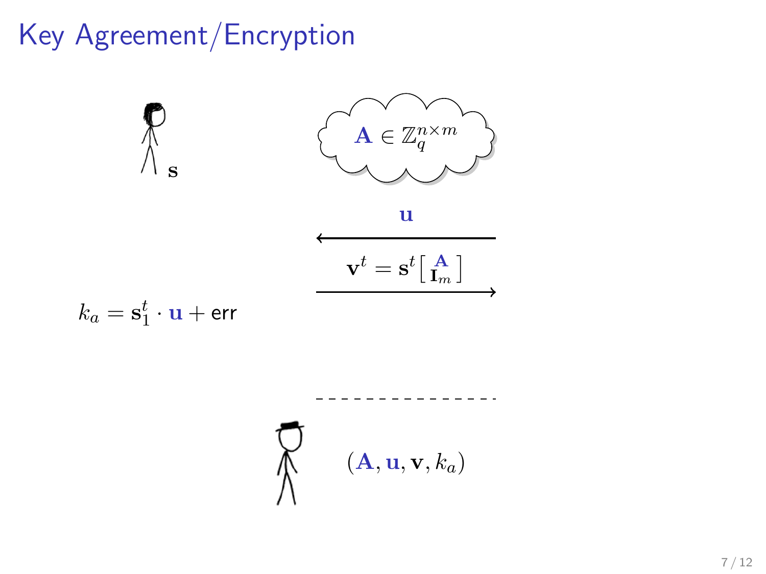# Key Agreement/Encryption

$\mathbf{s}$

$\mathbf{A} \in \mathbb{Z}_q^{n \times m}$

$\mathbf{u}$

$\mathbf{v}^t = \mathbf{s}^t \left[ \begin{smallmatrix} \mathbf{A} \\ \mathbf{I}_m \end{smallmatrix} \right]$

$k_a = \mathbf{s}_1^t \cdot \mathbf{u} + \mathsf{err}$

$(\mathbf{A}, \mathbf{u}, \mathbf{v}, k_a)$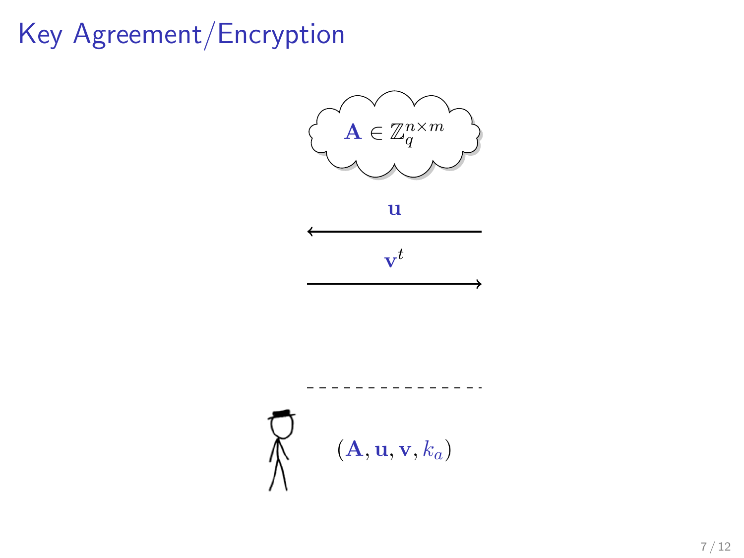# Key Agreement/Encryption

$\mathbf{A} \in \mathbb{Z}_q^{n \times m}$

$\mathbf{u}$

$\mathbf{v}^t$

$(\mathbf{A}, \mathbf{u}, \mathbf{v}, k_a)$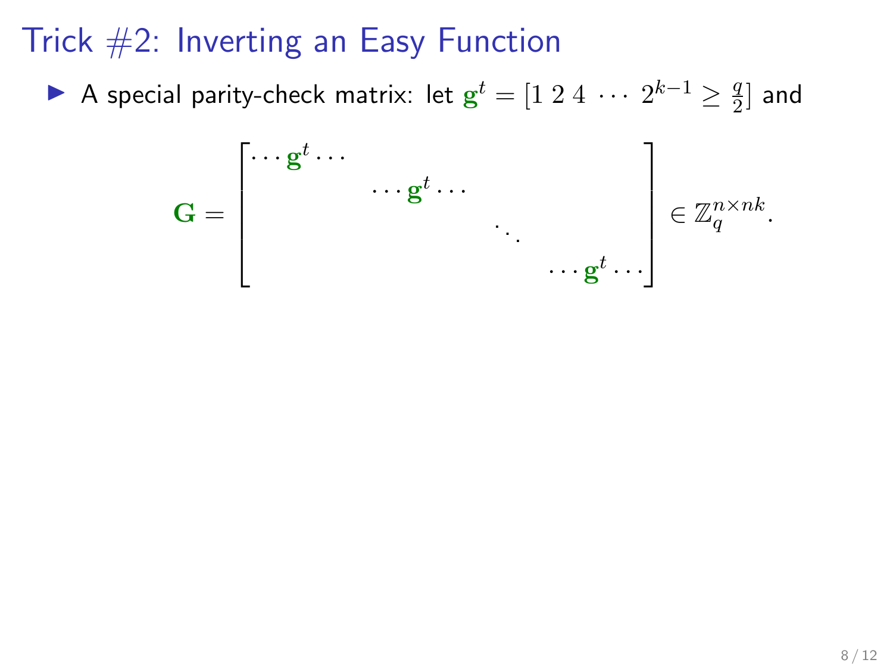# Trick #2: Inverting an Easy Function

- A special parity-check matrix: let $\mathbf{g}^t = [1\ 2\ 4\ \cdots\ 2^{k-1} \geq \frac{q}{2}]$ and

$$
\mathbf{G} = \begin{bmatrix} \cdots \mathbf{g}^t \cdots & & & \\ & \cdots \mathbf{g}^t \cdots & & \\ & & \ddots & \\ & & & \cdots \mathbf{g}^t \cdots \end{bmatrix} \in \mathbb{Z}_q^{n \times nk}.
$$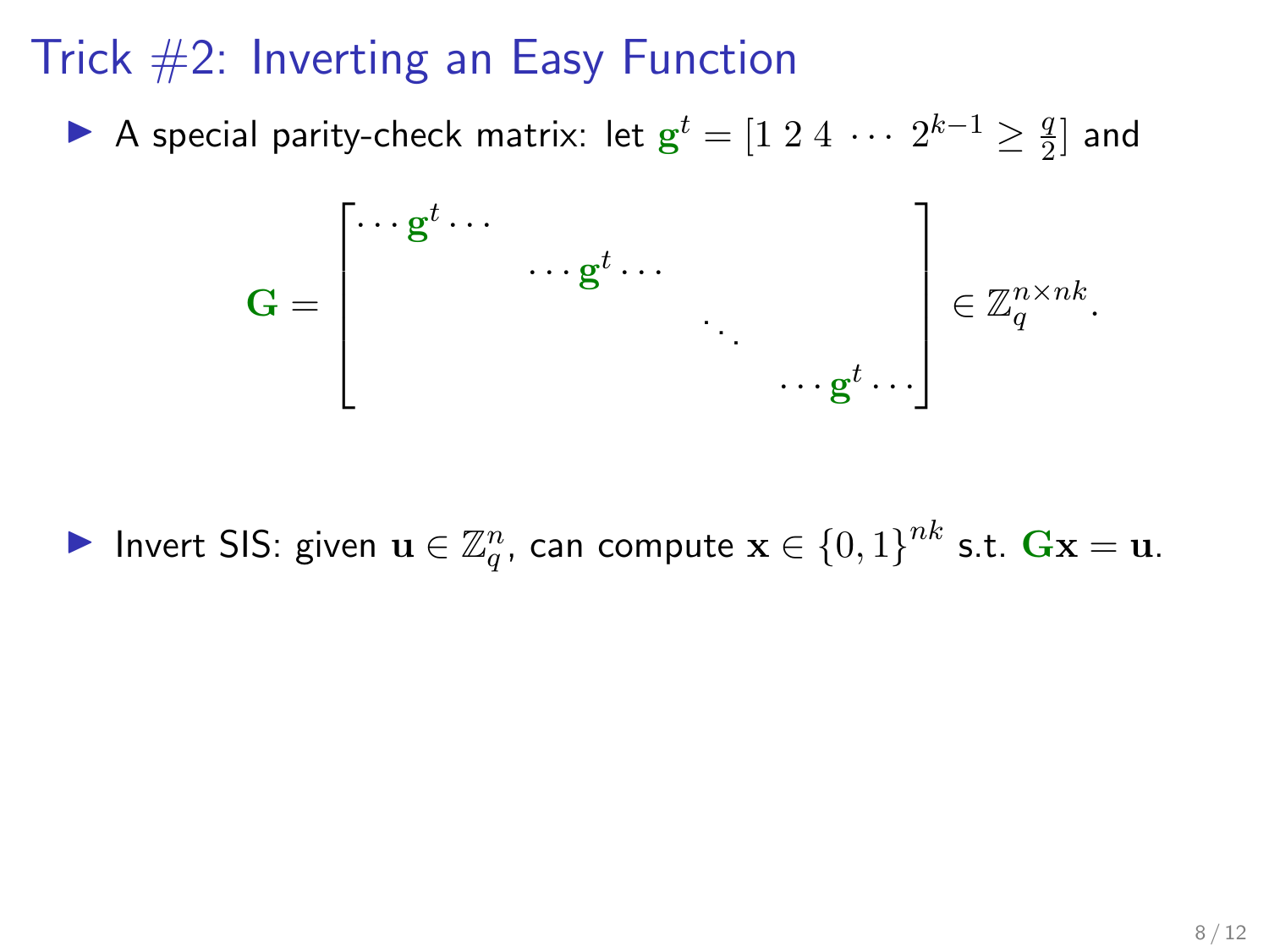# Trick #2: Inverting an Easy Function

- A special parity-check matrix: let $\mathbf{g}^t = [1 \ 2 \ 4 \ \cdots \ 2^{k-1} \geq \frac{q}{2}]$ and

$$
\mathbf{G} = \begin{bmatrix} \cdots \mathbf{g}^t \cdots & & & \\ & \cdots \mathbf{g}^t \cdots & & \\ & & \ddots & \\ & & & \cdots \mathbf{g}^t \cdots \end{bmatrix} \in \mathbb{Z}_q^{n \times nk}.
$$

- Invert SIS: given $\mathbf{u} \in \mathbb{Z}_q^n$, can compute $\mathbf{x} \in \{0,1\}^{nk}$ s.t. $\mathbf{G}\mathbf{x} = \mathbf{u}$.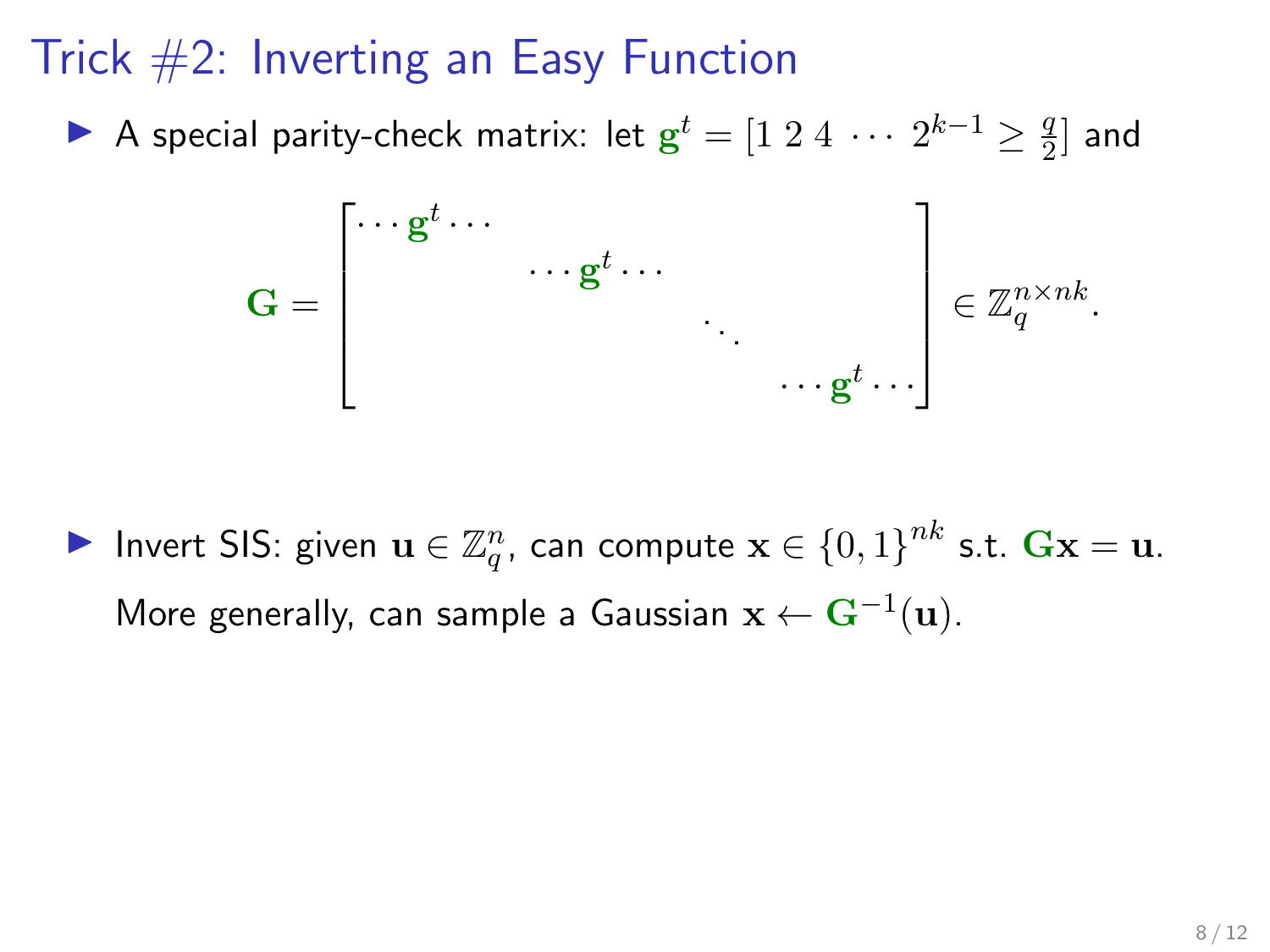# Trick #2: Inverting an Easy Function

- A special parity-check matrix: let $\mathbf{g}^t = [1\ 2\ 4\ \cdots\ 2^{k-1} \geq \frac{q}{2}]$ and

$$\mathbf{G} = \begin{bmatrix} \cdots \mathbf{g}^t \cdots & & & \\ & \cdots \mathbf{g}^t \cdots & & \\ & & \ddots & \\ & & & \cdots \mathbf{g}^t \cdots \end{bmatrix} \in \mathbb{Z}_q^{n \times nk}.$$

- Invert SIS: given $\mathbf{u} \in \mathbb{Z}_q^n$, can compute $\mathbf{x} \in \{0,1\}^{nk}$ s.t. $\mathbf{G}\mathbf{x} = \mathbf{u}$.

  More generally, can sample a Gaussian $\mathbf{x} \leftarrow \mathbf{G}^{-1}(\mathbf{u})$.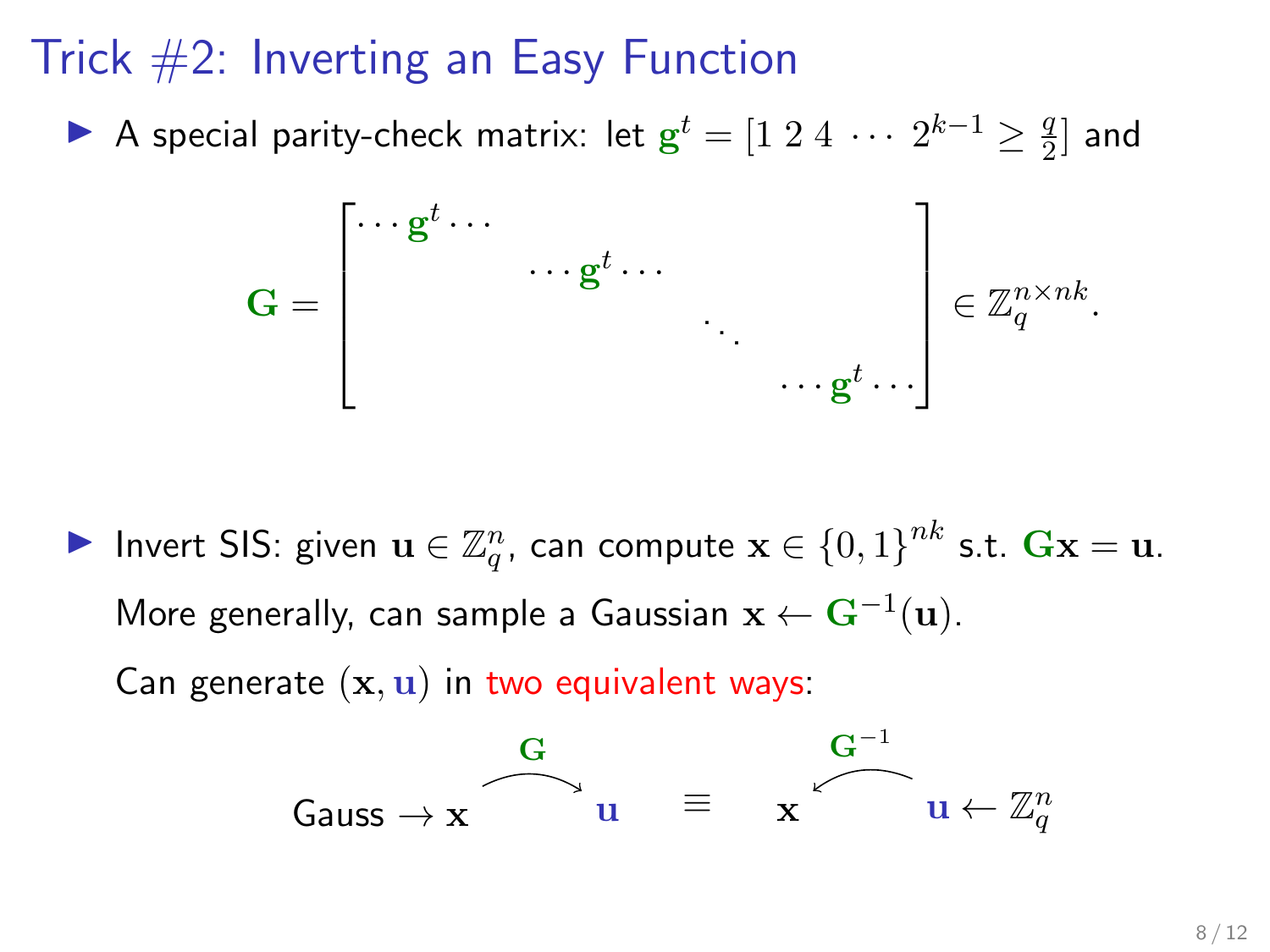# Trick #2: Inverting an Easy Function

- A special parity-check matrix: let $\mathbf{g}^t = [1\ 2\ 4\ \cdots\ 2^{k-1} \geq \frac{q}{2}]$ and

$$
\mathbf{G} = \begin{bmatrix} \cdots \mathbf{g}^t \cdots & & & \\ & \cdots \mathbf{g}^t \cdots & & \\ & & \ddots & \\ & & & \cdots \mathbf{g}^t \cdots \end{bmatrix} \in \mathbb{Z}_q^{n \times nk}.
$$

- Invert SIS: given $\mathbf{u} \in \mathbb{Z}_q^n$, can compute $\mathbf{x} \in \{0,1\}^{nk}$ s.t. $\mathbf{G}\mathbf{x} = \mathbf{u}$.

  More generally, can sample a Gaussian $\mathbf{x} \leftarrow \mathbf{G}^{-1}(\mathbf{u})$.

  Can generate $(\mathbf{x}, \mathbf{u})$ in two equivalent ways:

$$
\text{Gauss} \to \mathbf{x} \xrightarrow{\ \mathbf{G}\ } \mathbf{u} \quad \equiv \quad \mathbf{x} \xleftarrow{\ \mathbf{G}^{-1}\ } \mathbf{u} \leftarrow \mathbb{Z}_q^n
$$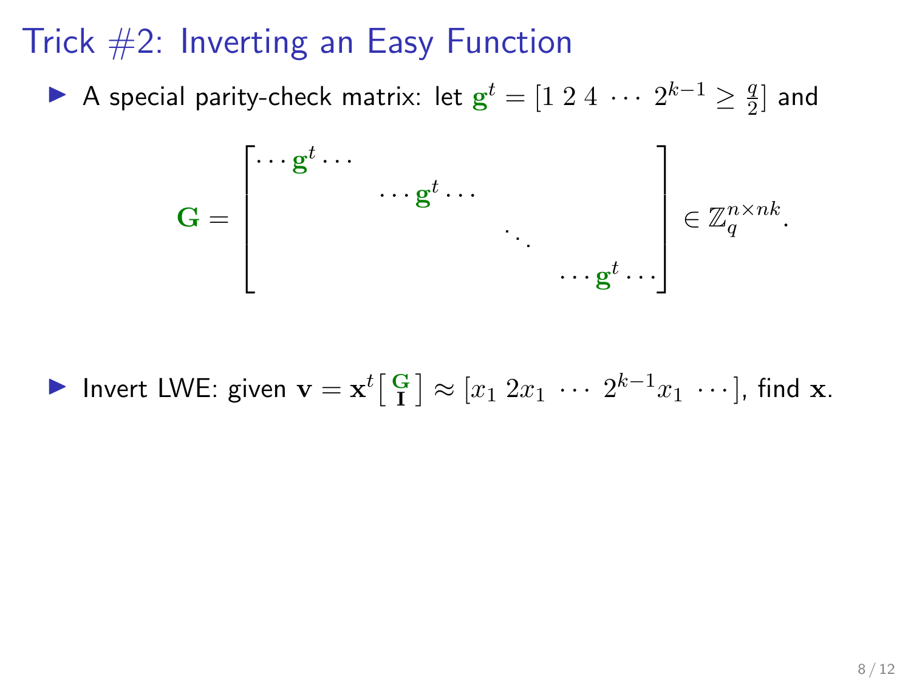# Trick #2: Inverting an Easy Function

- A special parity-check matrix: let $\mathbf{g}^t = [1 \; 2 \; 4 \; \cdots \; 2^{k-1} \geq \frac{q}{2}]$ and

$$\mathbf{G} = \begin{bmatrix} \cdots \mathbf{g}^t \cdots & & & \\ & \cdots \mathbf{g}^t \cdots & & \\ & & \ddots & \\ & & & \cdots \mathbf{g}^t \cdots \end{bmatrix} \in \mathbb{Z}_q^{n \times nk}.$$

- Invert LWE: given $\mathbf{v} = \mathbf{x}^t \left[ \begin{smallmatrix} \mathbf{G} \\ \mathbf{I} \end{smallmatrix} \right] \approx [x_1 \; 2x_1 \; \cdots \; 2^{k-1}x_1 \; \cdots]$, find $\mathbf{x}$.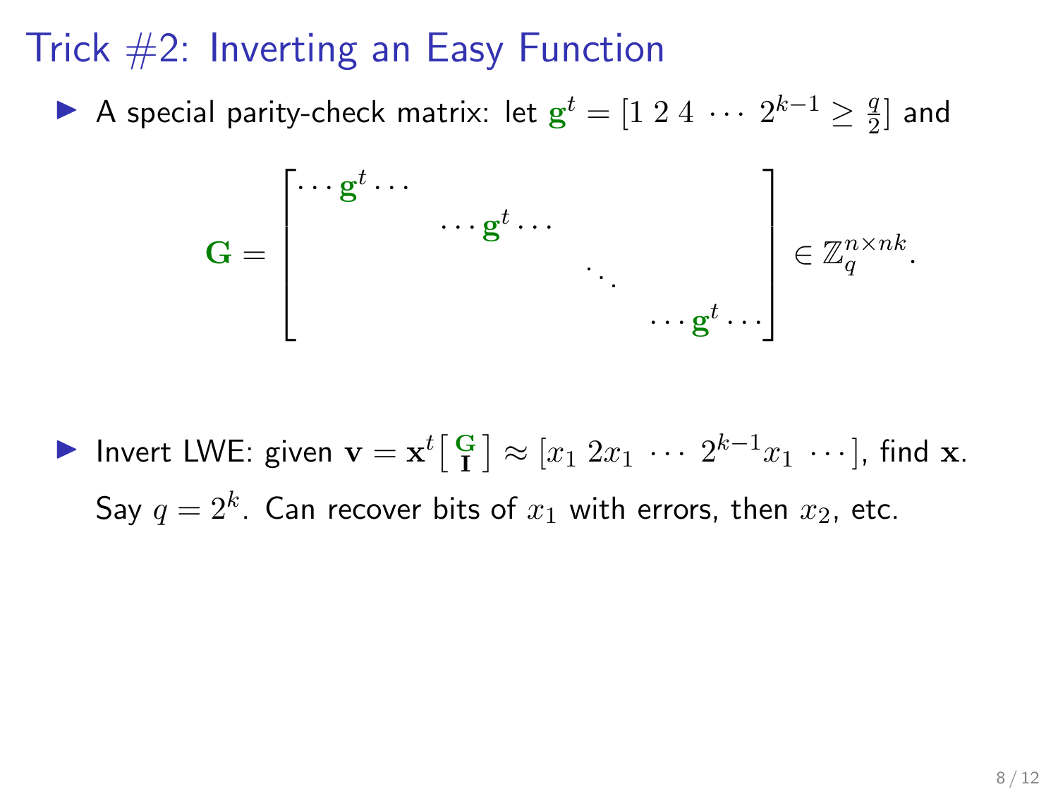# Trick #2: Inverting an Easy Function

- A special parity-check matrix: let $\mathbf{g}^t = [1\ 2\ 4\ \cdots\ 2^{k-1} \geq \frac{q}{2}]$ and

$$\mathbf{G} = \begin{bmatrix} \cdots \mathbf{g}^t \cdots & & & \\ & \cdots \mathbf{g}^t \cdots & & \\ & & \ddots & \\ & & & \cdots \mathbf{g}^t \cdots \end{bmatrix} \in \mathbb{Z}_q^{n \times nk}.$$

- Invert LWE: given $\mathbf{v} = \mathbf{x}^t \left[ \begin{smallmatrix} \mathbf{G} \\ \mathbf{I} \end{smallmatrix} \right] \approx [x_1\ 2x_1\ \cdots\ 2^{k-1}x_1\ \cdots]$, find $\mathbf{x}$.

  Say $q = 2^k$. Can recover bits of $x_1$ with errors, then $x_2$, etc.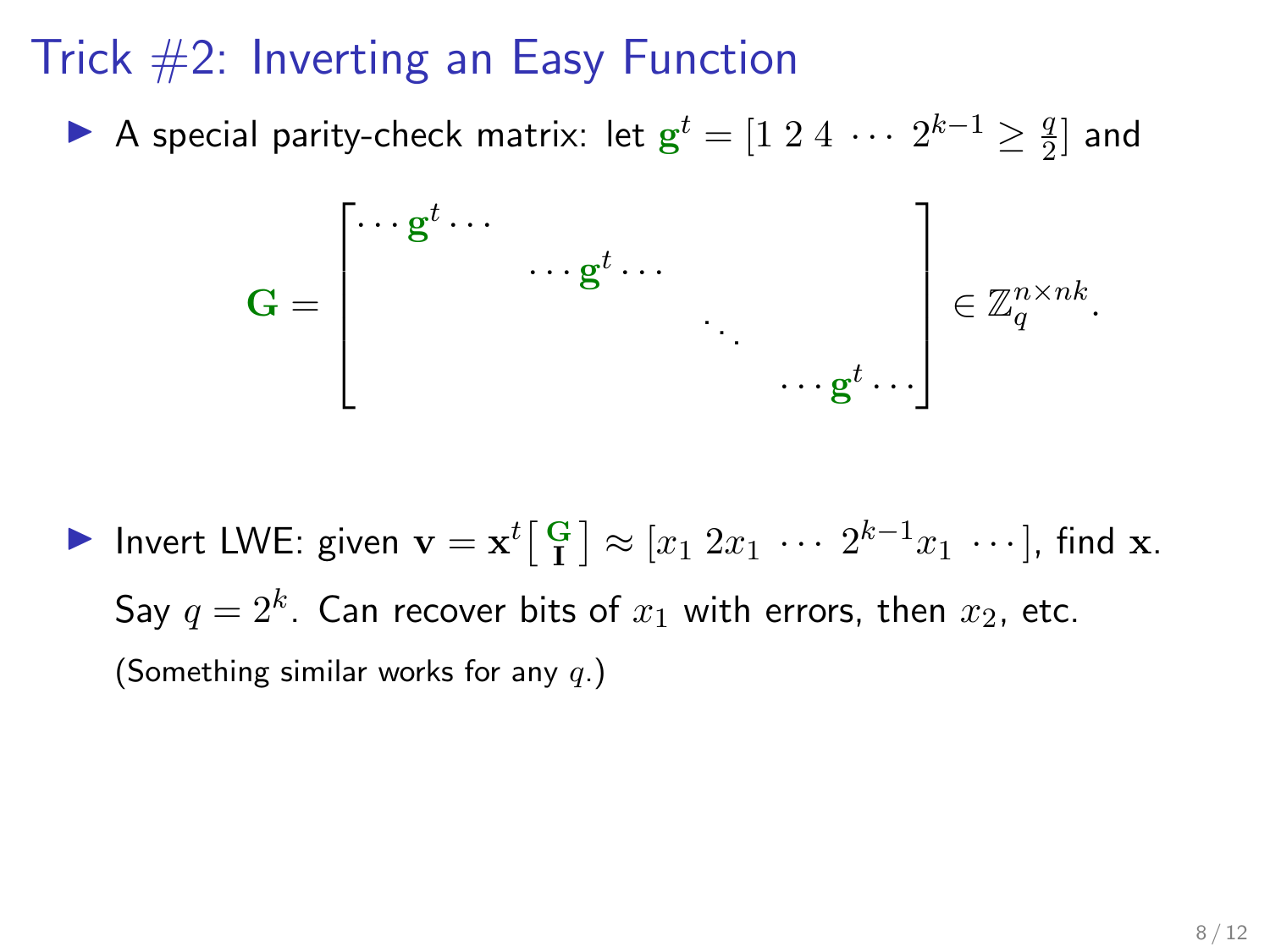# Trick #2: Inverting an Easy Function

- A special parity-check matrix: let $\mathbf{g}^t = [1\ 2\ 4\ \cdots\ 2^{k-1} \geq \frac{q}{2}]$ and

$$\mathbf{G} = \begin{bmatrix} \cdots \mathbf{g}^t \cdots & & & \\ & \cdots \mathbf{g}^t \cdots & & \\ & & \ddots & \\ & & & \cdots \mathbf{g}^t \cdots \end{bmatrix} \in \mathbb{Z}_q^{n \times nk}.$$

- Invert LWE: given $\mathbf{v} = \mathbf{x}^t \left[ \begin{smallmatrix} \mathbf{G} \\ \mathbf{I} \end{smallmatrix} \right] \approx [x_1\ 2x_1\ \cdots\ 2^{k-1}x_1\ \cdots]$, find $\mathbf{x}$.

  Say $q = 2^k$. Can recover bits of $x_1$ with errors, then $x_2$, etc.

  (Something similar works for any $q$.)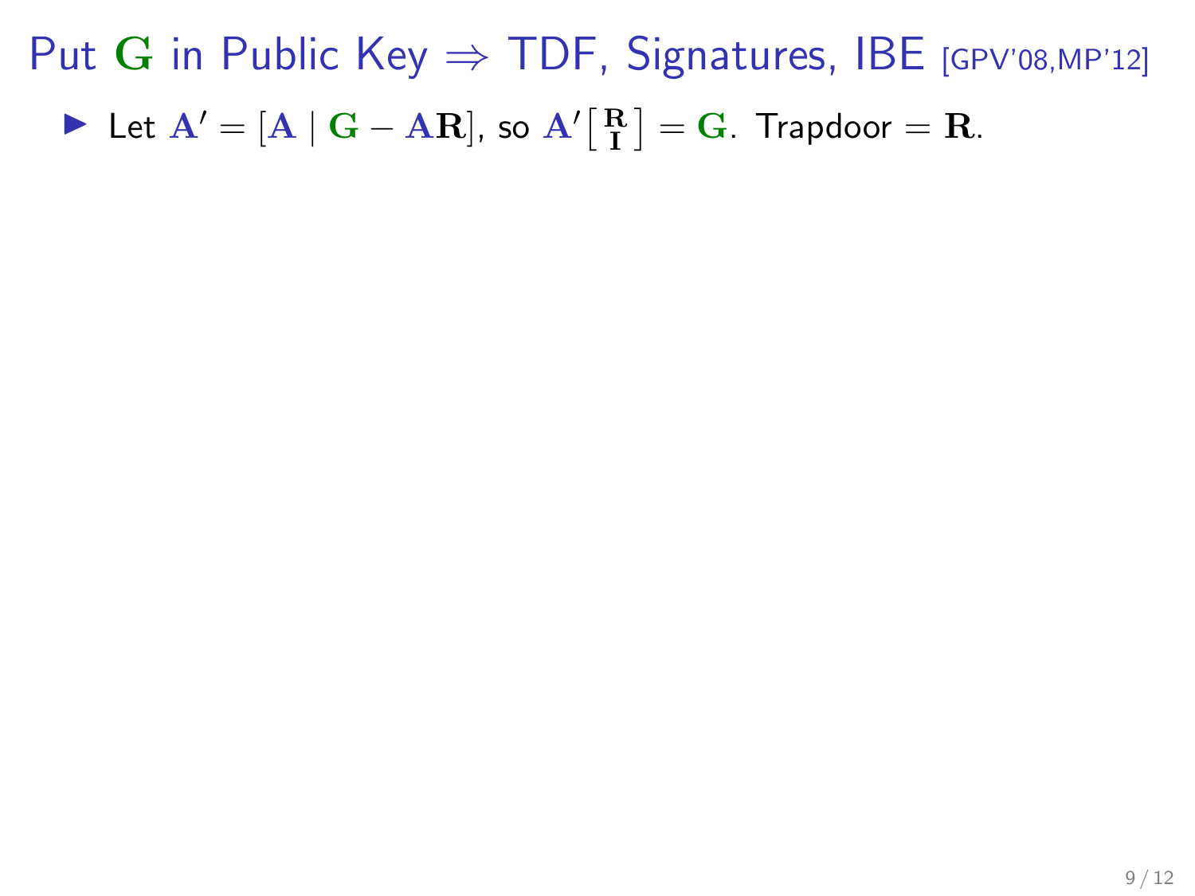# Put $\mathbf{G}$ in Public Key $\Rightarrow$ TDF, Signatures, IBE [GPV'08,MP'12]

- Let $\mathbf{A}' = [\mathbf{A} \mid \mathbf{G} - \mathbf{A}\mathbf{R}]$, so $\mathbf{A}' \left[ \begin{smallmatrix} \mathbf{R} \\ \mathbf{I} \end{smallmatrix} \right] = \mathbf{G}$. Trapdoor $= \mathbf{R}$.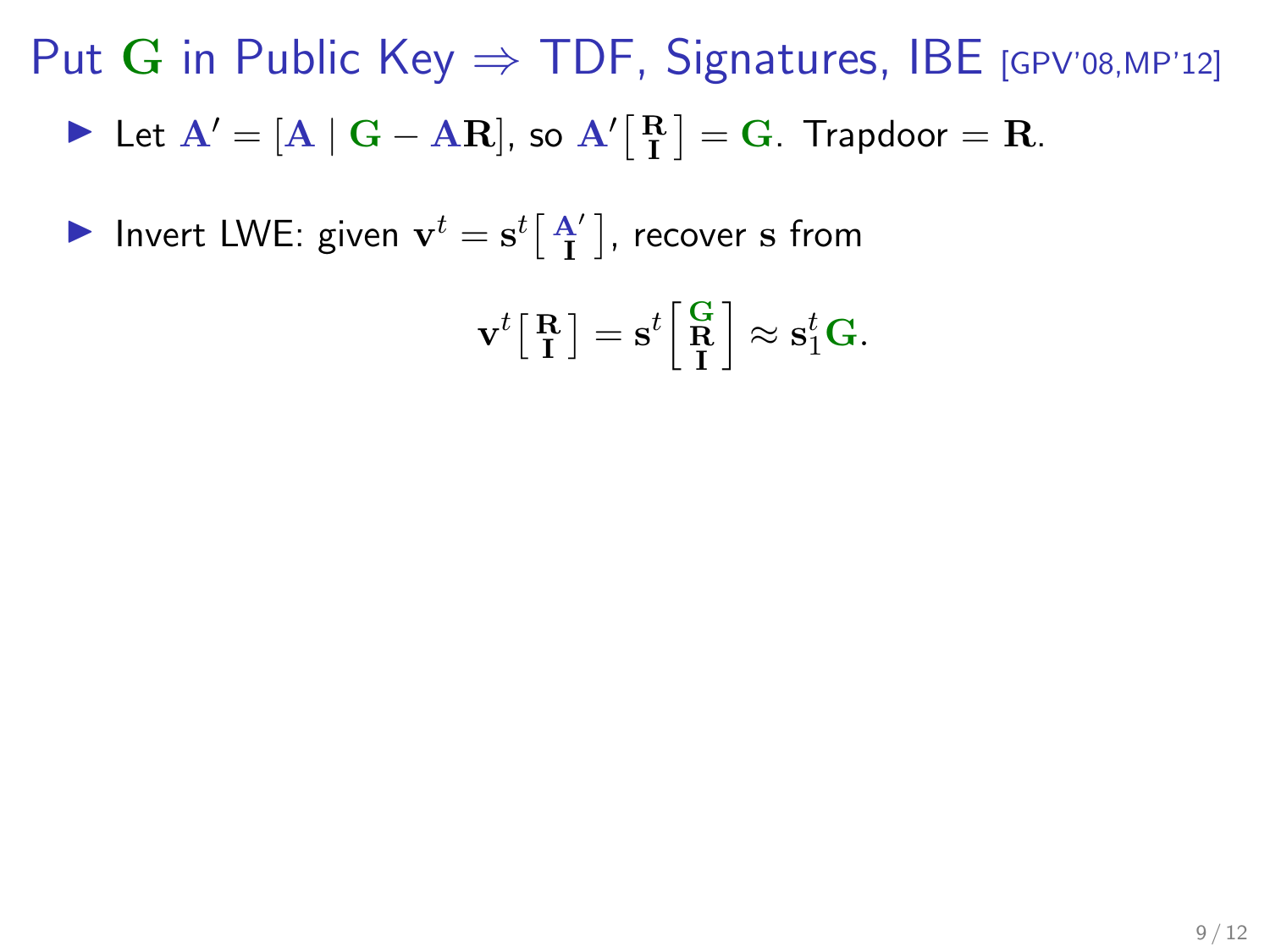# Put $\mathbf{G}$ in Public Key $\Rightarrow$ TDF, Signatures, IBE [GPV'08,MP'12]

- Let $\mathbf{A}' = [\mathbf{A} \mid \mathbf{G} - \mathbf{A}\mathbf{R}]$, so $\mathbf{A}' \left[ \begin{smallmatrix} \mathbf{R} \\ \mathbf{I} \end{smallmatrix} \right] = \mathbf{G}$. Trapdoor $= \mathbf{R}$.

- Invert LWE: given $\mathbf{v}^t = \mathbf{s}^t \left[ \begin{smallmatrix} \mathbf{A}' \\ \mathbf{I} \end{smallmatrix} \right]$, recover $\mathbf{s}$ from

$$\mathbf{v}^t \left[ \begin{smallmatrix} \mathbf{R} \\ \mathbf{I} \end{smallmatrix} \right] = \mathbf{s}^t \left[ \begin{smallmatrix} \mathbf{G} \\ \mathbf{R} \\ \mathbf{I} \end{smallmatrix} \right] \approx \mathbf{s}_1^t \mathbf{G}.$$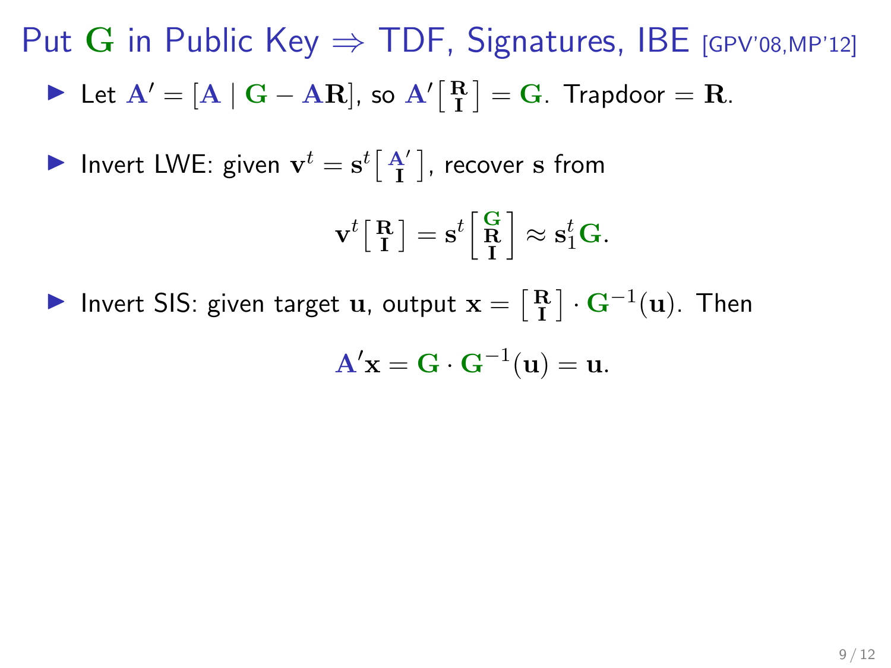# Put $\mathbf{G}$ in Public Key $\Rightarrow$ TDF, Signatures, IBE [GPV'08,MP'12]

- Let $\mathbf{A}' = [\mathbf{A} \mid \mathbf{G} - \mathbf{A}\mathbf{R}]$, so $\mathbf{A}'\left[\begin{smallmatrix} \mathbf{R} \\ \mathbf{I} \end{smallmatrix}\right] = \mathbf{G}$. Trapdoor $= \mathbf{R}$.

- Invert LWE: given $\mathbf{v}^t = \mathbf{s}^t \left[\begin{smallmatrix} \mathbf{A}' \\ \mathbf{I} \end{smallmatrix}\right]$, recover $\mathbf{s}$ from

$$\mathbf{v}^t \left[\begin{smallmatrix} \mathbf{R} \\ \mathbf{I} \end{smallmatrix}\right] = \mathbf{s}^t \left[\begin{smallmatrix} \mathbf{G} \\ \mathbf{R} \\ \mathbf{I} \end{smallmatrix}\right] \approx \mathbf{s}_1^t \mathbf{G}.$$

- Invert SIS: given target $\mathbf{u}$, output $\mathbf{x} = \left[\begin{smallmatrix} \mathbf{R} \\ \mathbf{I} \end{smallmatrix}\right] \cdot \mathbf{G}^{-1}(\mathbf{u})$. Then

$$\mathbf{A}'\mathbf{x} = \mathbf{G} \cdot \mathbf{G}^{-1}(\mathbf{u}) = \mathbf{u}.$$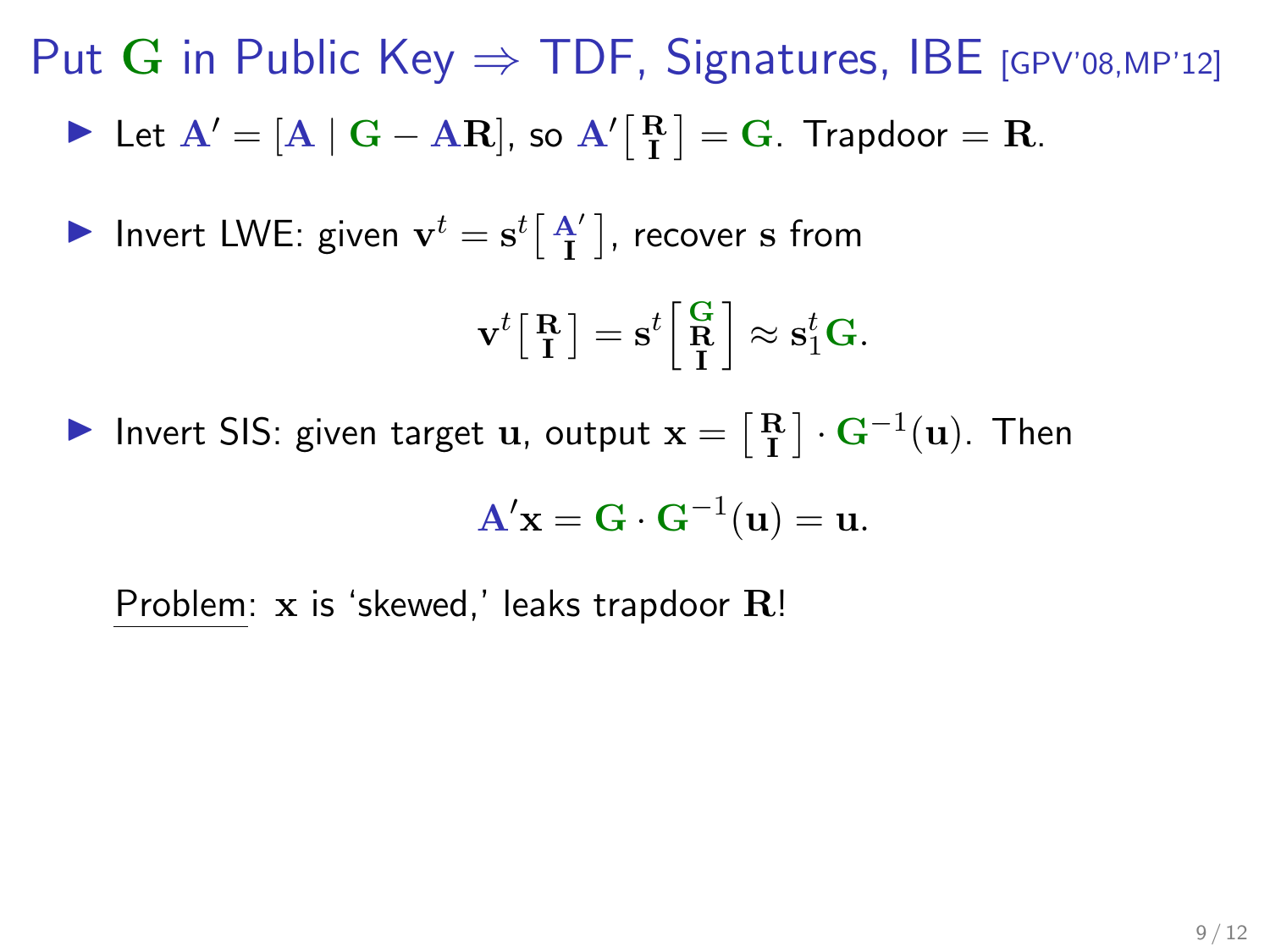# Put $\mathbf{G}$ in Public Key $\Rightarrow$ TDF, Signatures, IBE [GPV'08,MP'12]

- Let $\mathbf{A}' = [\mathbf{A} \mid \mathbf{G} - \mathbf{A}\mathbf{R}]$, so $\mathbf{A}'\left[\begin{smallmatrix}\mathbf{R}\\ \mathbf{I}\end{smallmatrix}\right] = \mathbf{G}$. Trapdoor $= \mathbf{R}$.

- Invert LWE: given $\mathbf{v}^t = \mathbf{s}^t\left[\begin{smallmatrix}\mathbf{A}'\\ \mathbf{I}\end{smallmatrix}\right]$, recover $\mathbf{s}$ from

$$\mathbf{v}^t\left[\begin{smallmatrix}\mathbf{R}\\ \mathbf{I}\end{smallmatrix}\right] = \mathbf{s}^t\begin{bmatrix}\mathbf{G}\\ \mathbf{R}\\ \mathbf{I}\end{bmatrix} \approx \mathbf{s}_1^t\mathbf{G}.$$

- Invert SIS: given target $\mathbf{u}$, output $\mathbf{x} = \left[\begin{smallmatrix}\mathbf{R}\\ \mathbf{I}\end{smallmatrix}\right] \cdot \mathbf{G}^{-1}(\mathbf{u})$. Then

$$\mathbf{A}'\mathbf{x} = \mathbf{G} \cdot \mathbf{G}^{-1}(\mathbf{u}) = \mathbf{u}.$$

Problem: $\mathbf{x}$ is 'skewed,' leaks trapdoor $\mathbf{R}$!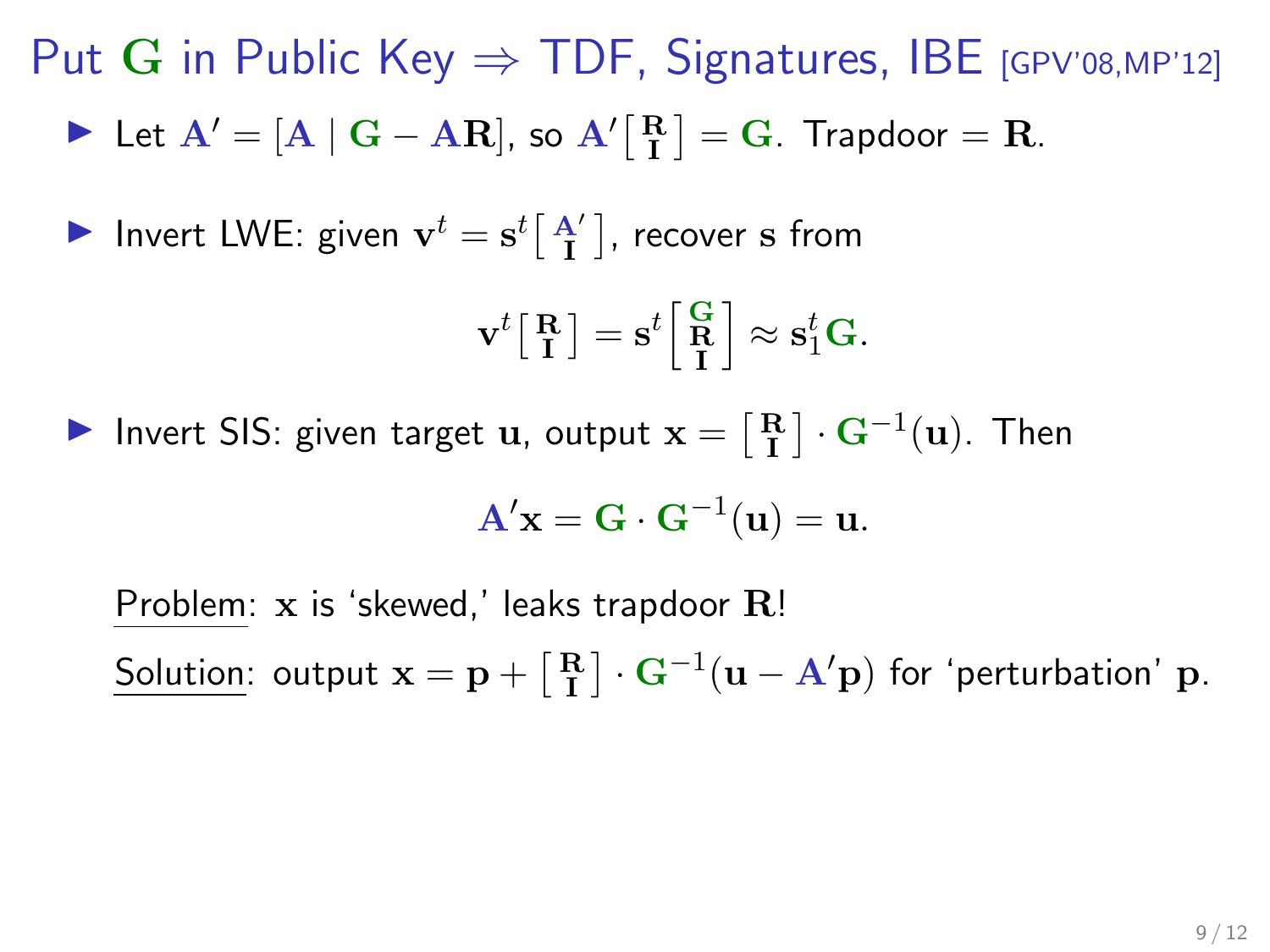# Put $\mathbf{G}$ in Public Key $\Rightarrow$ TDF, Signatures, IBE [GPV'08,MP'12]

- Let $\mathbf{A}' = [\mathbf{A} \mid \mathbf{G} - \mathbf{A}\mathbf{R}]$, so $\mathbf{A}' \left[ \begin{smallmatrix} \mathbf{R} \\ \mathbf{I} \end{smallmatrix} \right] = \mathbf{G}$. Trapdoor $= \mathbf{R}$.

- Invert LWE: given $\mathbf{v}^t = \mathbf{s}^t \left[ \begin{smallmatrix} \mathbf{A}' \\ \mathbf{I} \end{smallmatrix} \right]$, recover $\mathbf{s}$ from

$$\mathbf{v}^t \left[ \begin{smallmatrix} \mathbf{R} \\ \mathbf{I} \end{smallmatrix} \right] = \mathbf{s}^t \left[ \begin{smallmatrix} \mathbf{G} \\ \mathbf{R} \\ \mathbf{I} \end{smallmatrix} \right] \approx \mathbf{s}_1^t \mathbf{G}.$$

- Invert SIS: given target $\mathbf{u}$, output $\mathbf{x} = \left[ \begin{smallmatrix} \mathbf{R} \\ \mathbf{I} \end{smallmatrix} \right] \cdot \mathbf{G}^{-1}(\mathbf{u})$. Then

$$\mathbf{A}'\mathbf{x} = \mathbf{G} \cdot \mathbf{G}^{-1}(\mathbf{u}) = \mathbf{u}.$$

Problem: $\mathbf{x}$ is 'skewed,' leaks trapdoor $\mathbf{R}$!

Solution: output $\mathbf{x} = \mathbf{p} + \left[ \begin{smallmatrix} \mathbf{R} \\ \mathbf{I} \end{smallmatrix} \right] \cdot \mathbf{G}^{-1}(\mathbf{u} - \mathbf{A}'\mathbf{p})$ for 'perturbation' $\mathbf{p}$.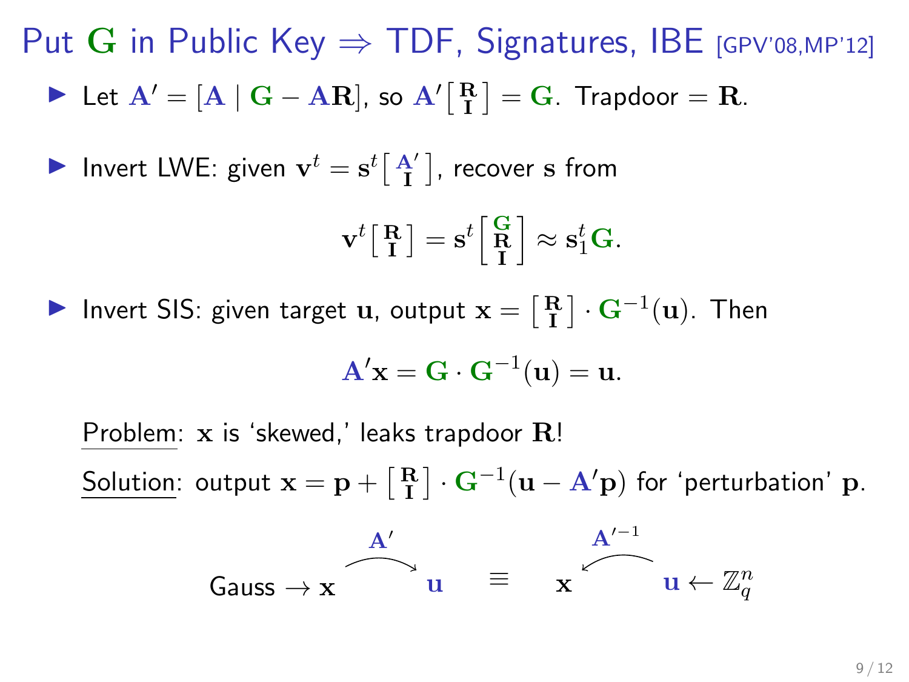# Put $\mathbf{G}$ in Public Key $\Rightarrow$ TDF, Signatures, IBE [GPV'08,MP'12]

- Let $\mathbf{A}' = [\mathbf{A} \mid \mathbf{G} - \mathbf{A}\mathbf{R}]$, so $\mathbf{A}' \left[ \begin{smallmatrix} \mathbf{R} \\ \mathbf{I} \end{smallmatrix} \right] = \mathbf{G}$. Trapdoor $= \mathbf{R}$.

- Invert LWE: given $\mathbf{v}^t = \mathbf{s}^t \left[ \begin{smallmatrix} \mathbf{A}' \\ \mathbf{I} \end{smallmatrix} \right]$, recover $\mathbf{s}$ from

$$\mathbf{v}^t \left[ \begin{smallmatrix} \mathbf{R} \\ \mathbf{I} \end{smallmatrix} \right] = \mathbf{s}^t \begin{bmatrix} \mathbf{G} \\ \mathbf{R} \\ \mathbf{I} \end{bmatrix} \approx \mathbf{s}_1^t \mathbf{G}.$$

- Invert SIS: given target $\mathbf{u}$, output $\mathbf{x} = \left[ \begin{smallmatrix} \mathbf{R} \\ \mathbf{I} \end{smallmatrix} \right] \cdot \mathbf{G}^{-1}(\mathbf{u})$. Then

$$\mathbf{A}'\mathbf{x} = \mathbf{G} \cdot \mathbf{G}^{-1}(\mathbf{u}) = \mathbf{u}.$$

Problem: $\mathbf{x}$ is 'skewed,' leaks trapdoor $\mathbf{R}$!

Solution: output $\mathbf{x} = \mathbf{p} + \left[ \begin{smallmatrix} \mathbf{R} \\ \mathbf{I} \end{smallmatrix} \right] \cdot \mathbf{G}^{-1}(\mathbf{u} - \mathbf{A}'\mathbf{p})$ for 'perturbation' $\mathbf{p}$.

$$\text{Gauss} \rightarrow \mathbf{x} \xrightarrow{\ \mathbf{A}'\ } \mathbf{u} \quad \equiv \quad \mathbf{x} \xleftarrow{\ \mathbf{A}'^{-1}\ } \mathbf{u} \leftarrow \mathbb{Z}_q^n$$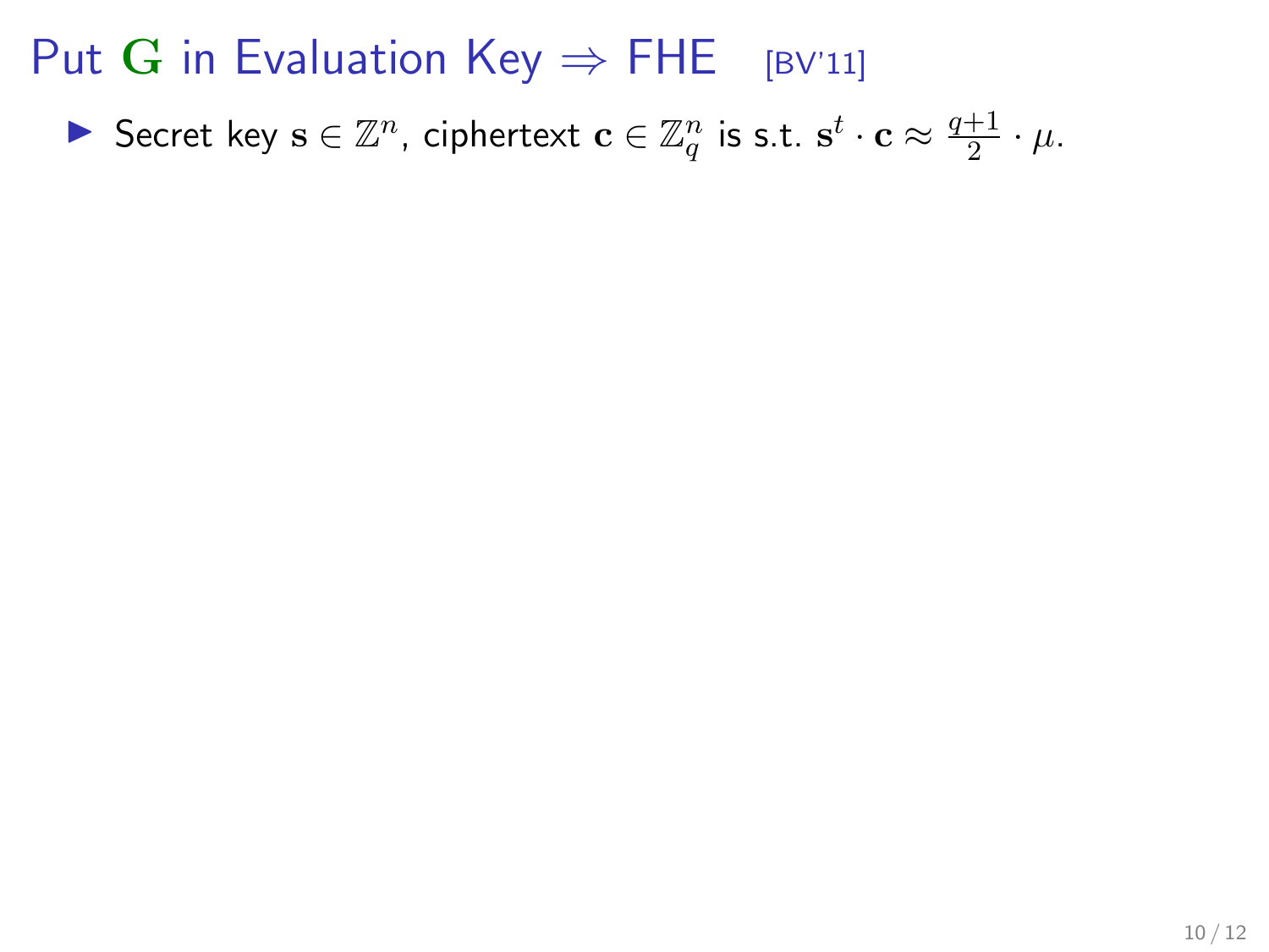# Put $\mathbf{G}$ in Evaluation Key $\Rightarrow$ FHE [BV'11]

- Secret key $\mathbf{s} \in \mathbb{Z}^n$, ciphertext $\mathbf{c} \in \mathbb{Z}_q^n$ is s.t. $\mathbf{s}^t \cdot \mathbf{c} \approx \frac{q+1}{2} \cdot \mu$.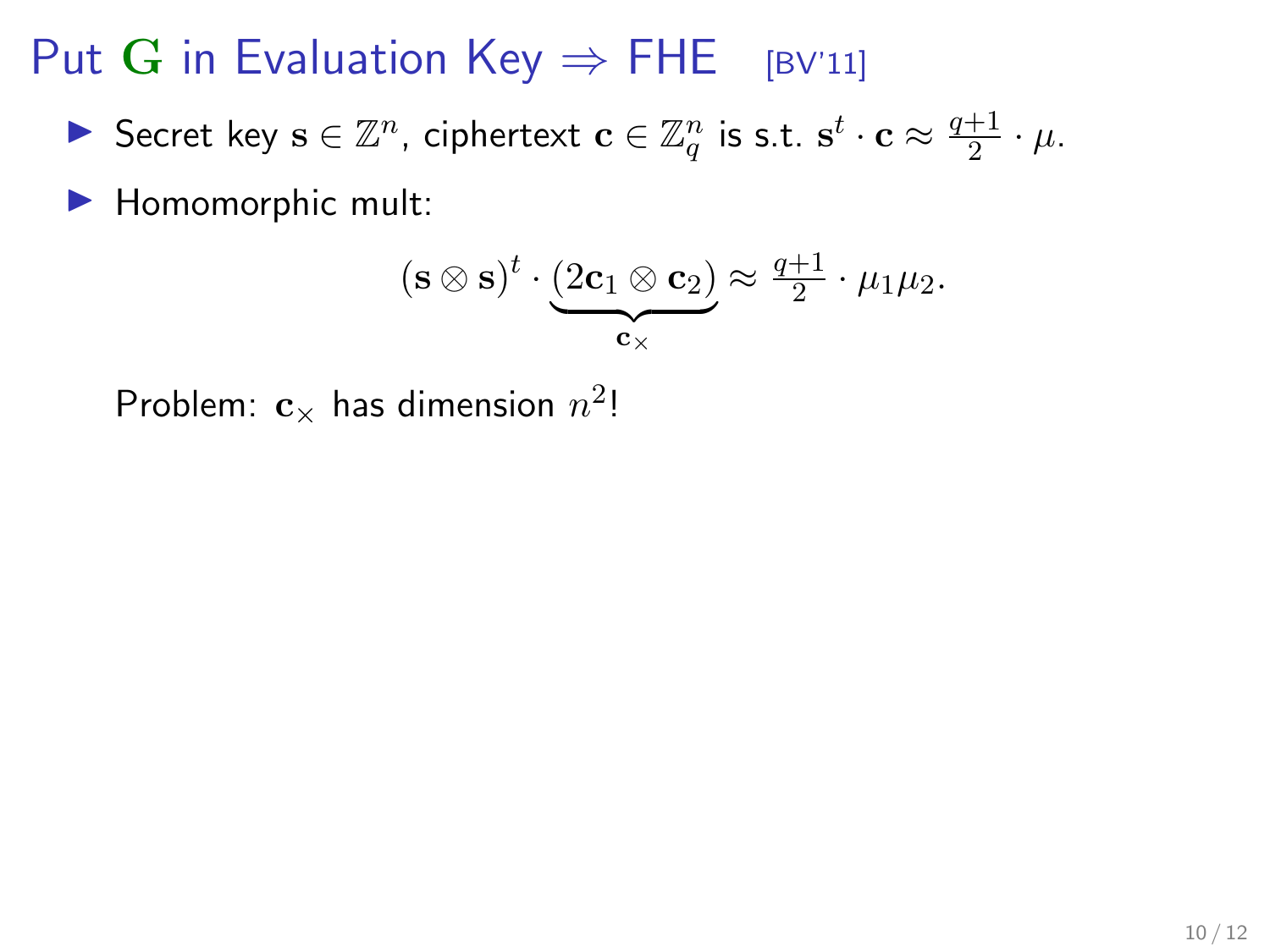# Put $\mathbf{G}$ in Evaluation Key $\Rightarrow$ FHE [BV'11]

- Secret key $\mathbf{s} \in \mathbb{Z}^n$, ciphertext $\mathbf{c} \in \mathbb{Z}_q^n$ is s.t. $\mathbf{s}^t \cdot \mathbf{c} \approx \frac{q+1}{2} \cdot \mu$.
- Homomorphic mult:

$$(\mathbf{s} \otimes \mathbf{s})^t \cdot \underbrace{(2\mathbf{c}_1 \otimes \mathbf{c}_2)}_{\mathbf{c}_\times} \approx \tfrac{q+1}{2} \cdot \mu_1 \mu_2.$$

Problem: $\mathbf{c}_\times$ has dimension $n^2$!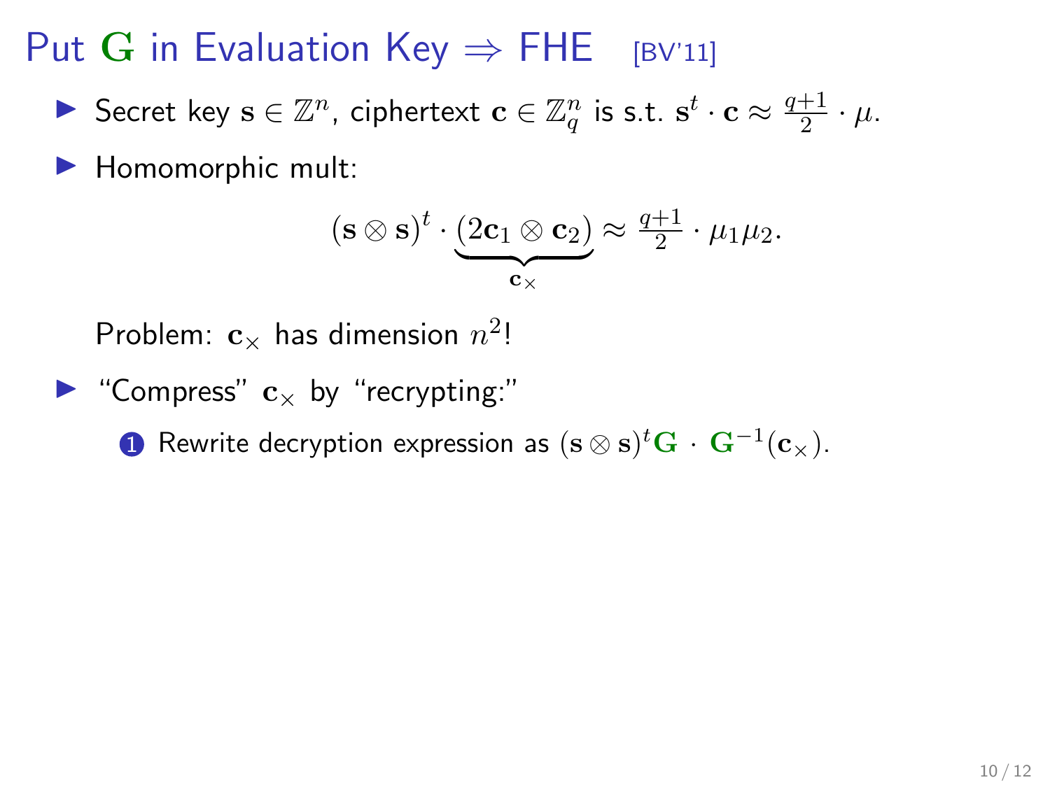# Put $\mathbf{G}$ in Evaluation Key $\Rightarrow$ FHE [BV'11]

- Secret key $\mathbf{s} \in \mathbb{Z}^n$, ciphertext $\mathbf{c} \in \mathbb{Z}_q^n$ is s.t. $\mathbf{s}^t \cdot \mathbf{c} \approx \frac{q+1}{2} \cdot \mu$.
- Homomorphic mult:

$$(\mathbf{s} \otimes \mathbf{s})^t \cdot \underbrace{(2\mathbf{c}_1 \otimes \mathbf{c}_2)}_{\mathbf{c}_\times} \approx \frac{q+1}{2} \cdot \mu_1 \mu_2.$$

  Problem: $\mathbf{c}_\times$ has dimension $n^2$!

- "Compress" $\mathbf{c}_\times$ by "recrypting:"
  1. Rewrite decryption expression as $(\mathbf{s} \otimes \mathbf{s})^t \mathbf{G} \cdot \mathbf{G}^{-1}(\mathbf{c}_\times)$.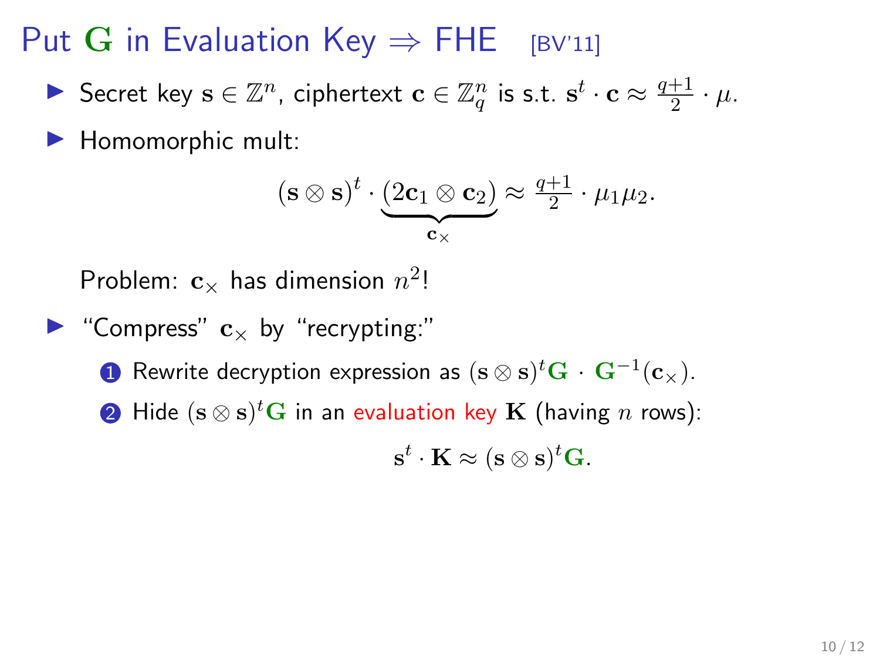# Put $\mathbf{G}$ in Evaluation Key $\Rightarrow$ FHE [BV'11]

- Secret key $\mathbf{s} \in \mathbb{Z}^n$, ciphertext $\mathbf{c} \in \mathbb{Z}_q^n$ is s.t. $\mathbf{s}^t \cdot \mathbf{c} \approx \frac{q+1}{2} \cdot \mu$.
- Homomorphic mult:

$$(\mathbf{s} \otimes \mathbf{s})^t \cdot \underbrace{(2\mathbf{c}_1 \otimes \mathbf{c}_2)}_{\mathbf{c}_\times} \approx \tfrac{q+1}{2} \cdot \mu_1 \mu_2.$$

  Problem: $\mathbf{c}_\times$ has dimension $n^2$!

- "Compress" $\mathbf{c}_\times$ by "recrypting:"
  1. Rewrite decryption expression as $(\mathbf{s} \otimes \mathbf{s})^t \mathbf{G} \cdot \mathbf{G}^{-1}(\mathbf{c}_\times)$.
  2. Hide $(\mathbf{s} \otimes \mathbf{s})^t \mathbf{G}$ in an evaluation key $\mathbf{K}$ (having $n$ rows):

$$\mathbf{s}^t \cdot \mathbf{K} \approx (\mathbf{s} \otimes \mathbf{s})^t \mathbf{G}.$$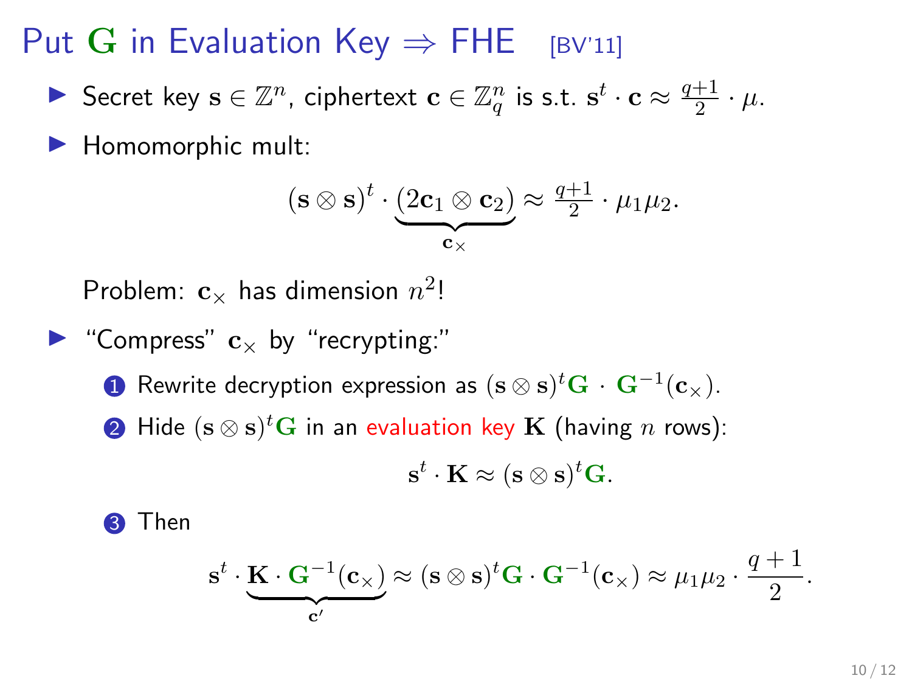# Put $\mathbf{G}$ in Evaluation Key $\Rightarrow$ FHE [BV'11]

- Secret key $\mathbf{s} \in \mathbb{Z}^n$, ciphertext $\mathbf{c} \in \mathbb{Z}_q^n$ is s.t. $\mathbf{s}^t \cdot \mathbf{c} \approx \frac{q+1}{2} \cdot \mu$.
- Homomorphic mult:

$$(\mathbf{s} \otimes \mathbf{s})^t \cdot \underbrace{(2\mathbf{c}_1 \otimes \mathbf{c}_2)}_{\mathbf{c}_\times} \approx \tfrac{q+1}{2} \cdot \mu_1 \mu_2.$$

Problem: $\mathbf{c}_\times$ has dimension $n^2$!

- "Compress" $\mathbf{c}_\times$ by "recrypting:"
  1. Rewrite decryption expression as $(\mathbf{s} \otimes \mathbf{s})^t \mathbf{G} \cdot \mathbf{G}^{-1}(\mathbf{c}_\times)$.
  2. Hide $(\mathbf{s} \otimes \mathbf{s})^t \mathbf{G}$ in an evaluation key $\mathbf{K}$ (having $n$ rows):

  $$\mathbf{s}^t \cdot \mathbf{K} \approx (\mathbf{s} \otimes \mathbf{s})^t \mathbf{G}.$$

  3. Then

  $$\mathbf{s}^t \cdot \underbrace{\mathbf{K} \cdot \mathbf{G}^{-1}(\mathbf{c}_\times)}_{\mathbf{c}'} \approx (\mathbf{s} \otimes \mathbf{s})^t \mathbf{G} \cdot \mathbf{G}^{-1}(\mathbf{c}_\times) \approx \mu_1 \mu_2 \cdot \frac{q+1}{2}.$$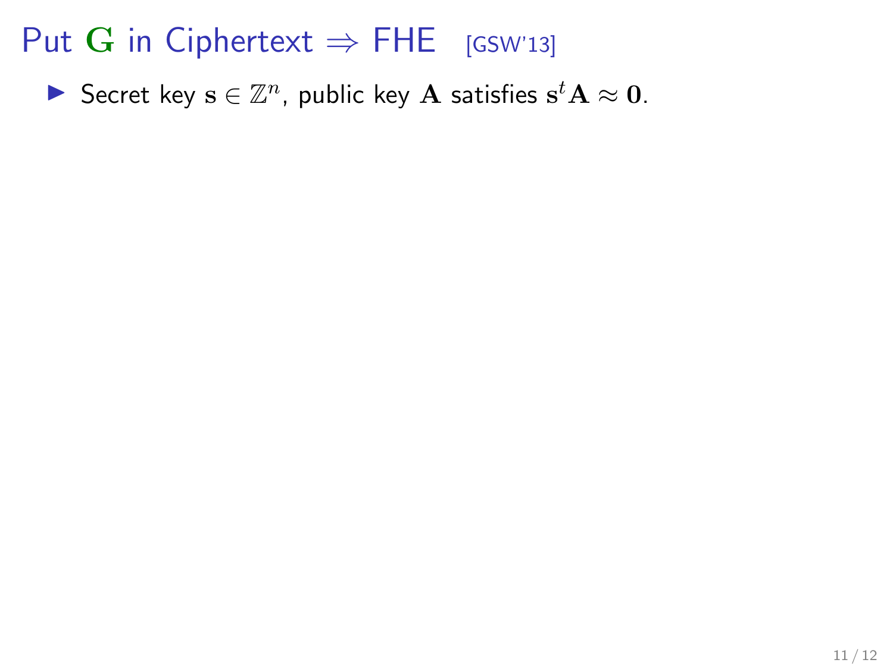# Put $\mathbf{G}$ in Ciphertext $\Rightarrow$ FHE [GSW'13]

- Secret key $\mathbf{s} \in \mathbb{Z}^n$, public key $\mathbf{A}$ satisfies $\mathbf{s}^t \mathbf{A} \approx \mathbf{0}$.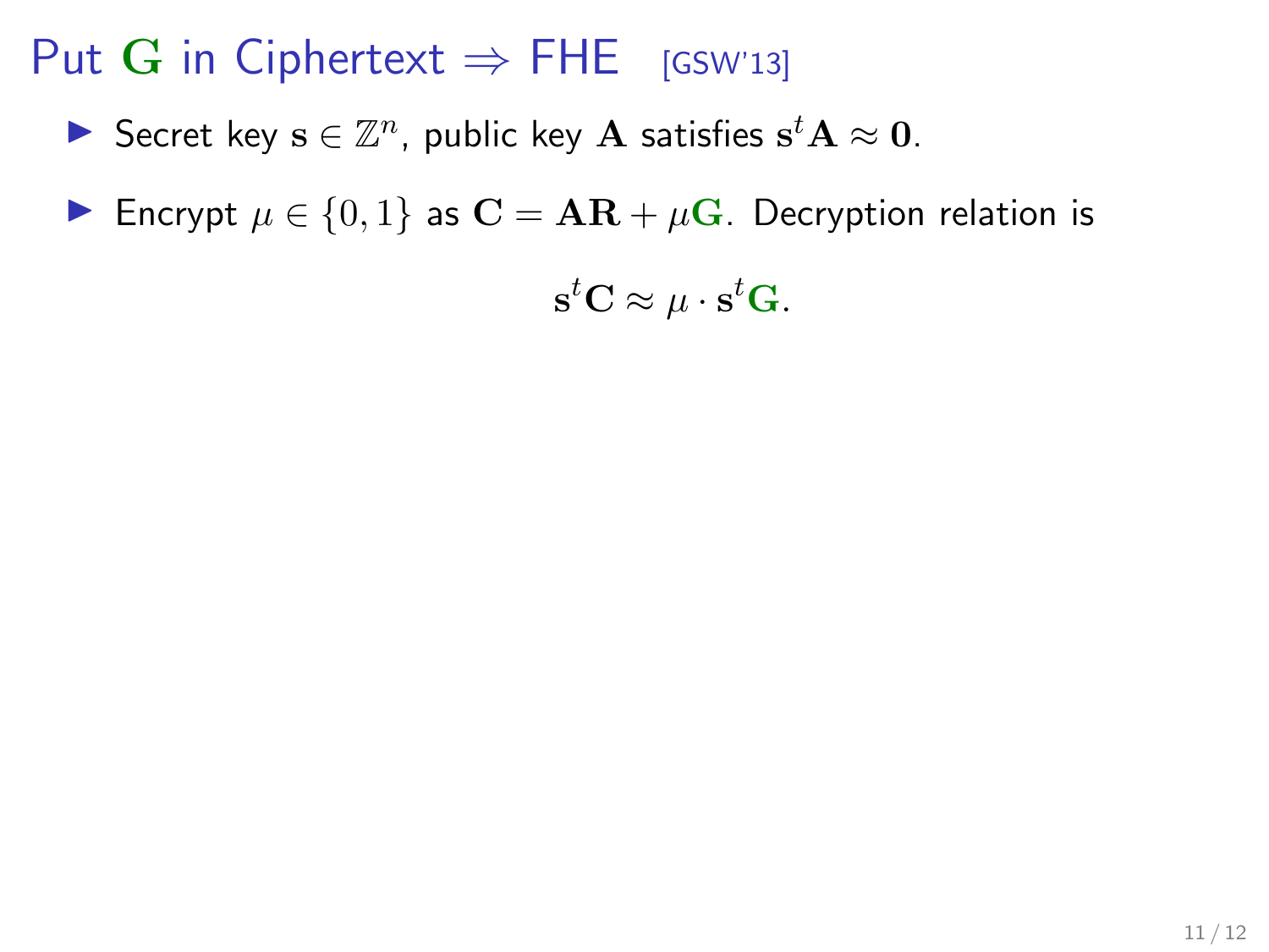# Put $\mathbf{G}$ in Ciphertext $\Rightarrow$ FHE [GSW'13]

- Secret key $\mathbf{s} \in \mathbb{Z}^n$, public key $\mathbf{A}$ satisfies $\mathbf{s}^t\mathbf{A} \approx \mathbf{0}$.
- Encrypt $\mu \in \{0, 1\}$ as $\mathbf{C} = \mathbf{A}\mathbf{R} + \mu\mathbf{G}$. Decryption relation is

$$\mathbf{s}^t\mathbf{C} \approx \mu \cdot \mathbf{s}^t\mathbf{G}.$$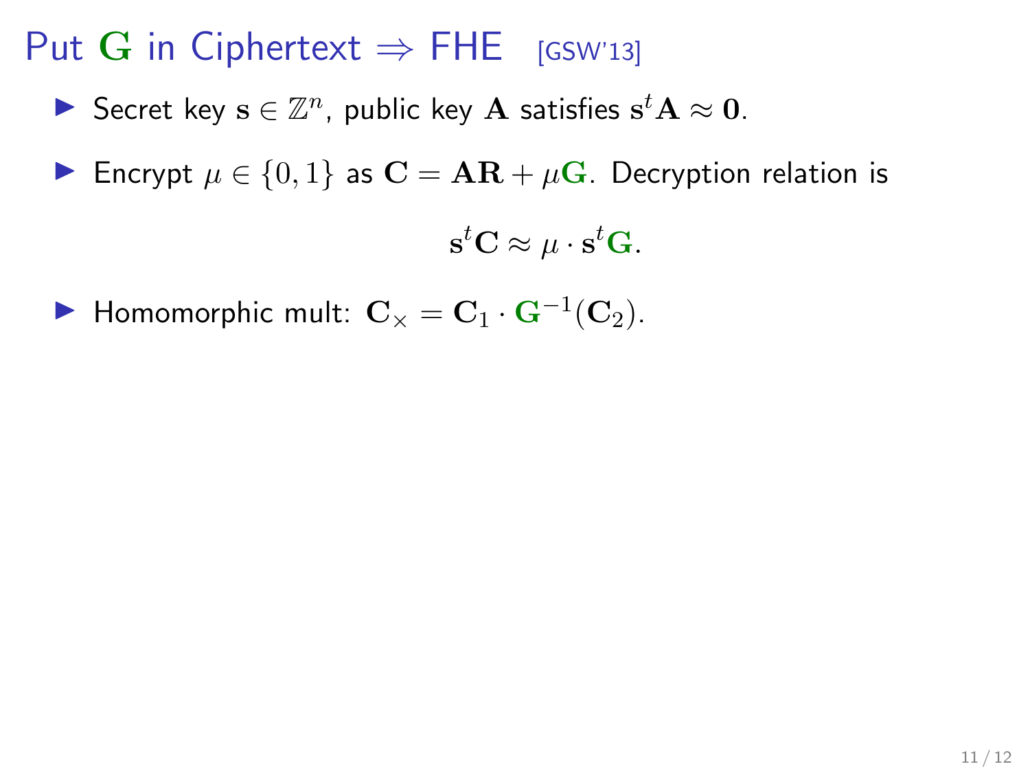# Put $\mathbf{G}$ in Ciphertext $\Rightarrow$ FHE [GSW'13]

- Secret key $\mathbf{s} \in \mathbb{Z}^n$, public key $\mathbf{A}$ satisfies $\mathbf{s}^t\mathbf{A} \approx \mathbf{0}$.
- Encrypt $\mu \in \{0, 1\}$ as $\mathbf{C} = \mathbf{A}\mathbf{R} + \mu\mathbf{G}$. Decryption relation is

$$\mathbf{s}^t\mathbf{C} \approx \mu \cdot \mathbf{s}^t\mathbf{G}.$$

- Homomorphic mult: $\mathbf{C}_\times = \mathbf{C}_1 \cdot \mathbf{G}^{-1}(\mathbf{C}_2)$.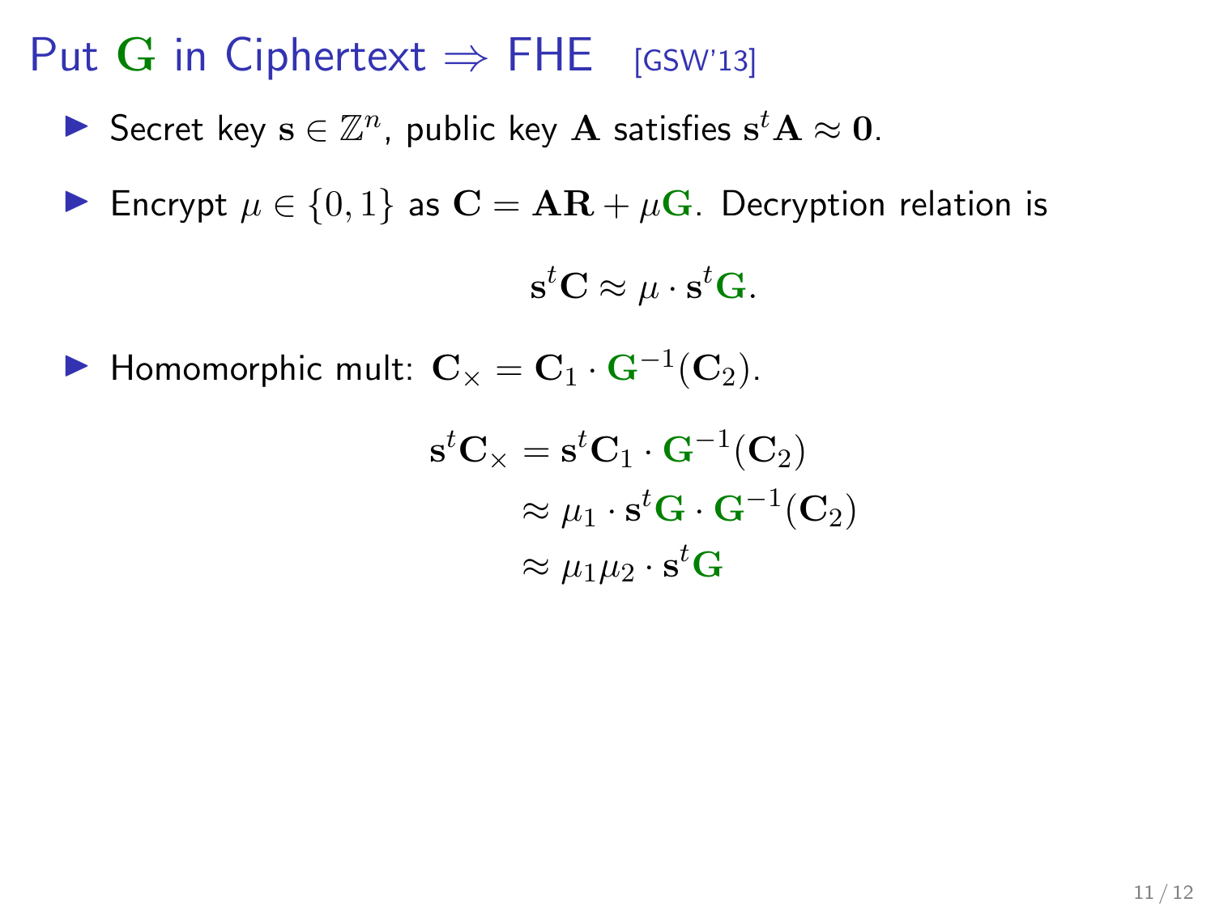# Put $\mathbf{G}$ in Ciphertext $\Rightarrow$ FHE [GSW'13]

- Secret key $\mathbf{s} \in \mathbb{Z}^n$, public key $\mathbf{A}$ satisfies $\mathbf{s}^t\mathbf{A} \approx \mathbf{0}$.
- Encrypt $\mu \in \{0, 1\}$ as $\mathbf{C} = \mathbf{AR} + \mu\mathbf{G}$. Decryption relation is

$$\mathbf{s}^t\mathbf{C} \approx \mu \cdot \mathbf{s}^t\mathbf{G}.$$

- Homomorphic mult: $\mathbf{C}_\times = \mathbf{C}_1 \cdot \mathbf{G}^{-1}(\mathbf{C}_2)$.

$$\begin{aligned}
\mathbf{s}^t\mathbf{C}_\times &= \mathbf{s}^t\mathbf{C}_1 \cdot \mathbf{G}^{-1}(\mathbf{C}_2) \\
&\approx \mu_1 \cdot \mathbf{s}^t\mathbf{G} \cdot \mathbf{G}^{-1}(\mathbf{C}_2) \\
&\approx \mu_1\mu_2 \cdot \mathbf{s}^t\mathbf{G}
\end{aligned}$$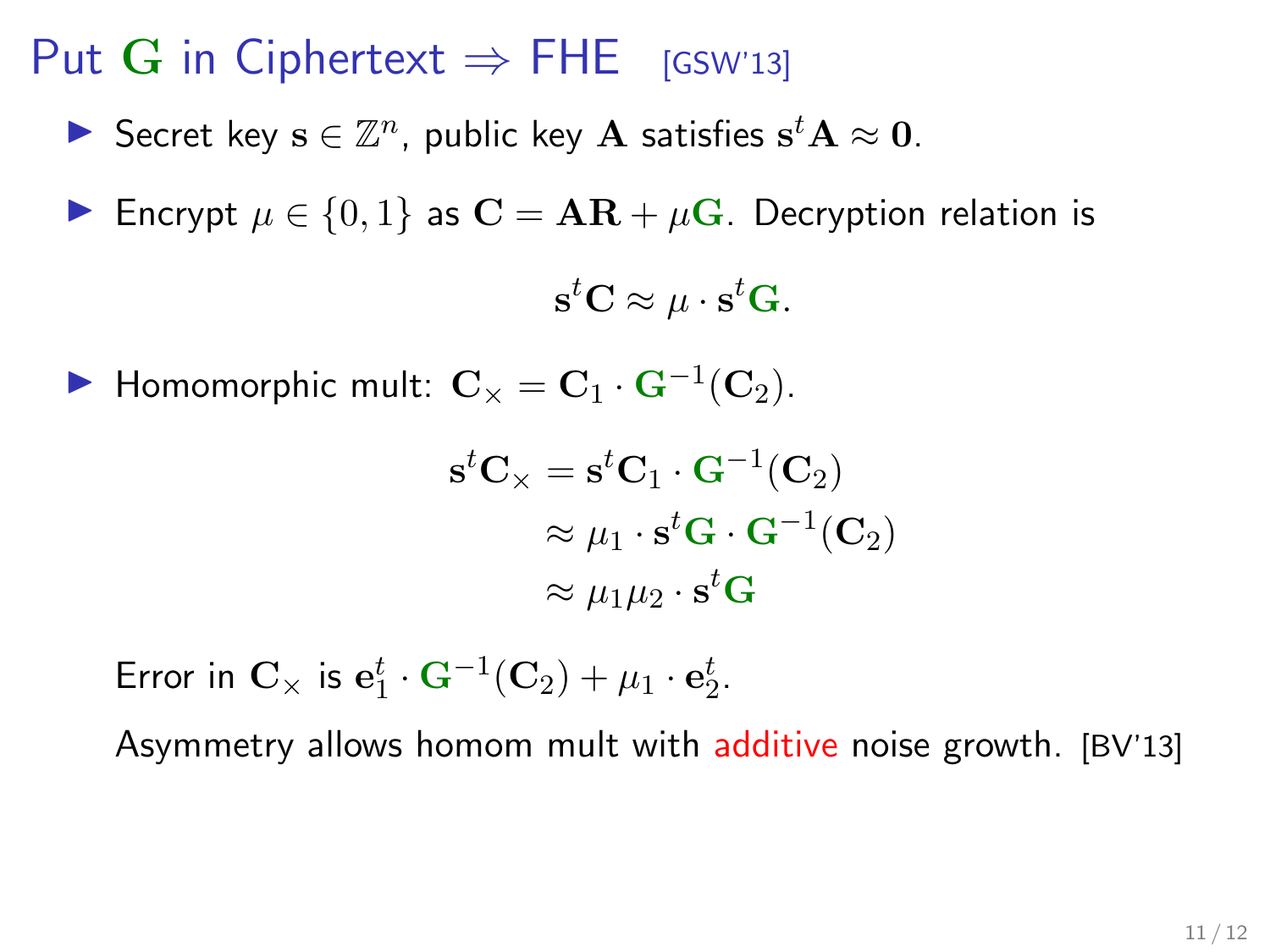# Put $\mathbf{G}$ in Ciphertext $\Rightarrow$ FHE [GSW'13]

- Secret key $\mathbf{s} \in \mathbb{Z}^n$, public key $\mathbf{A}$ satisfies $\mathbf{s}^t \mathbf{A} \approx \mathbf{0}$.
- Encrypt $\mu \in \{0, 1\}$ as $\mathbf{C} = \mathbf{AR} + \mu \mathbf{G}$. Decryption relation is

$$\mathbf{s}^t \mathbf{C} \approx \mu \cdot \mathbf{s}^t \mathbf{G}.$$

- Homomorphic mult: $\mathbf{C}_\times = \mathbf{C}_1 \cdot \mathbf{G}^{-1}(\mathbf{C}_2)$.

$$\begin{aligned}
\mathbf{s}^t \mathbf{C}_\times &= \mathbf{s}^t \mathbf{C}_1 \cdot \mathbf{G}^{-1}(\mathbf{C}_2) \\
&\approx \mu_1 \cdot \mathbf{s}^t \mathbf{G} \cdot \mathbf{G}^{-1}(\mathbf{C}_2) \\
&\approx \mu_1 \mu_2 \cdot \mathbf{s}^t \mathbf{G}
\end{aligned}$$

Error in $\mathbf{C}_\times$ is $\mathbf{e}_1^t \cdot \mathbf{G}^{-1}(\mathbf{C}_2) + \mu_1 \cdot \mathbf{e}_2^t$.

Asymmetry allows homom mult with additive noise growth. [BV'13]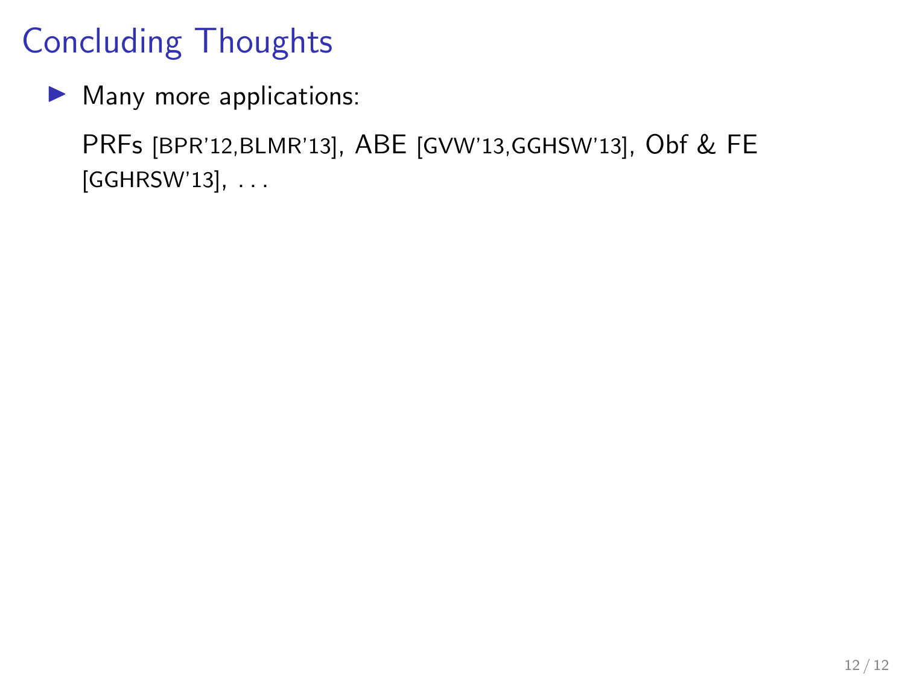# Concluding Thoughts

- Many more applications:

  PRFs [BPR'12,BLMR'13], ABE [GVW'13,GGHSW'13], Obf & FE [GGHRSW'13], . . .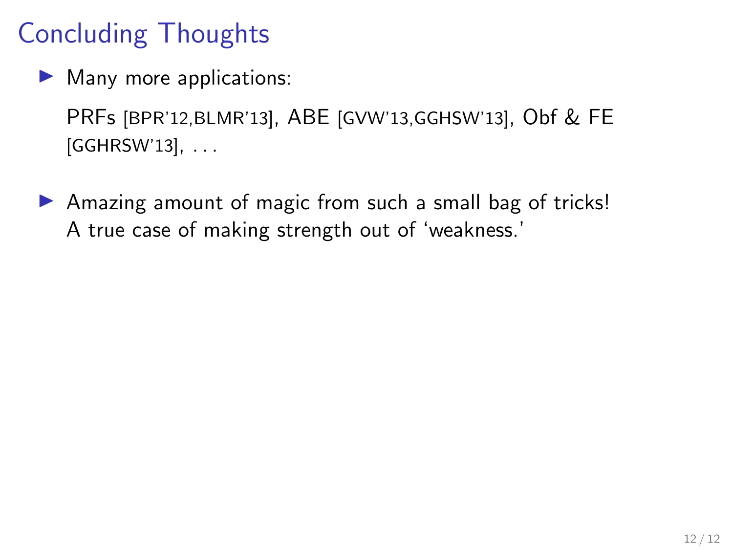# Concluding Thoughts

- Many more applications:

  PRFs [BPR'12,BLMR'13], ABE [GVW'13,GGHSW'13], Obf & FE [GGHRSW'13], . . .

- Amazing amount of magic from such a small bag of tricks!
  A true case of making strength out of 'weakness.'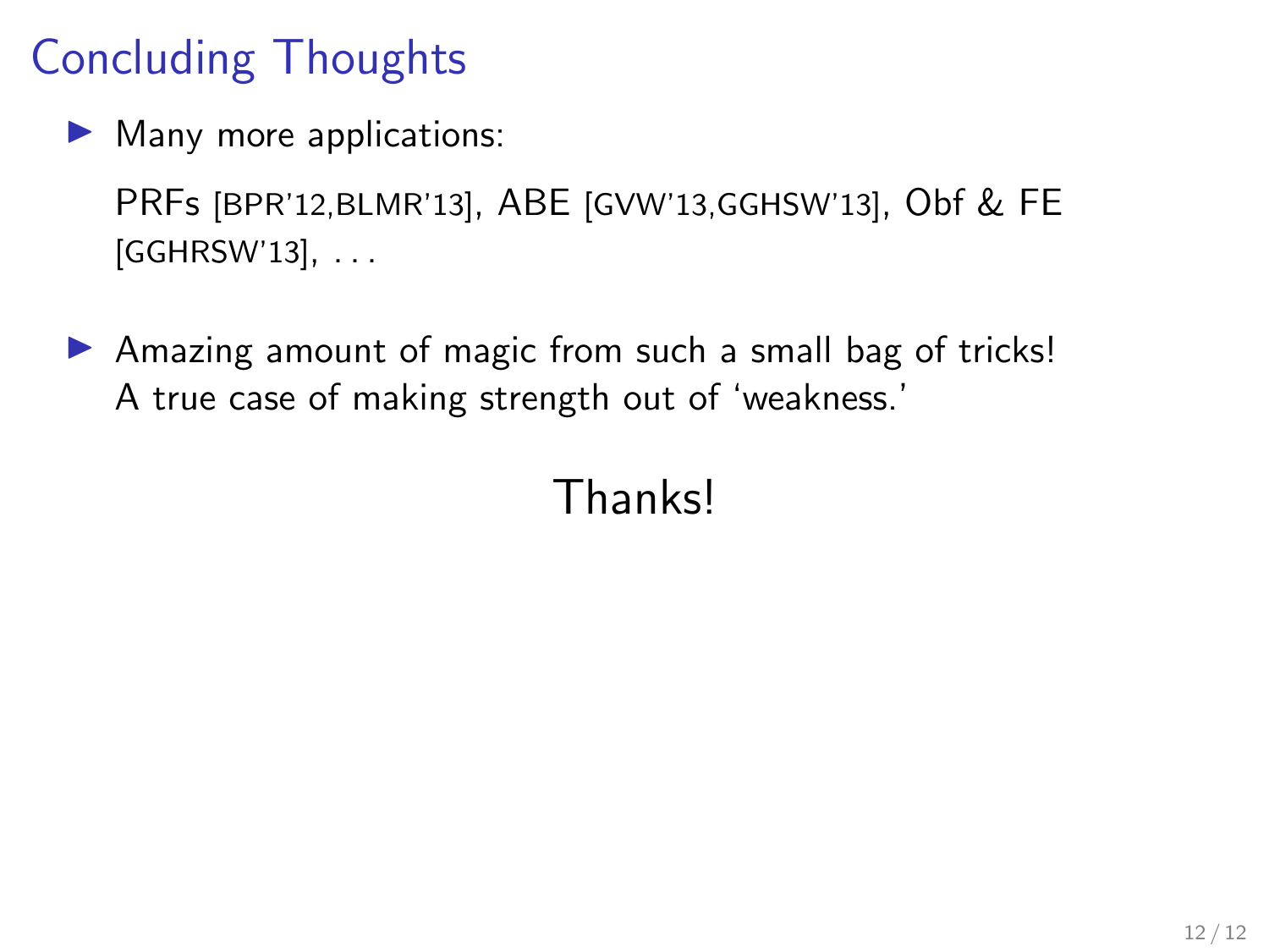# Concluding Thoughts

- Many more applications:

  PRFs [BPR'12,BLMR'13], ABE [GVW'13,GGHSW'13], Obf & FE [GGHRSW'13], . . .

- Amazing amount of magic from such a small bag of tricks!
  A true case of making strength out of 'weakness.'

Thanks!